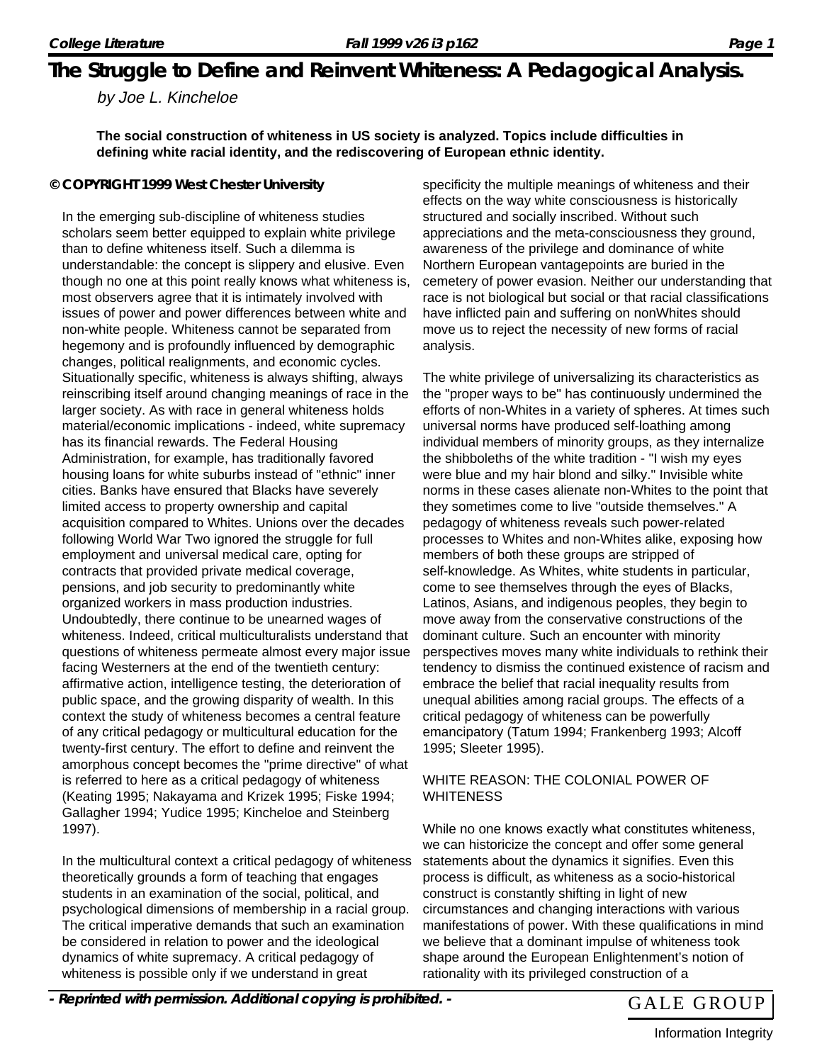# The Struggle to Define and Reinvent Whiteness: A Pedagogical Analysis.

*by Joe L. Kincheloe*

**The social construction of whiteness in US society is analyzed. Topics include difficulties in defining white racial identity, and the rediscovering of European ethnic identity.**

**© COPYRIGHT 1999 West Chester University**

In the emerging sub-discipline of whiteness studies scholars seem better equipped to explain white privilege than to define whiteness itself. Such a dilemma is understandable: the concept is slippery and elusive. Even though no one at this point really knows what whiteness is, most observers agree that it is intimately involved with issues of power and power differences between white and non-white people. Whiteness cannot be separated from hegemony and is profoundly influenced by demographic changes, political realignments, and economic cycles. Situationally specific, whiteness is always shifting, always reinscribing itself around changing meanings of race in the larger society. As with race in general whiteness holds material/economic implications - indeed, white supremacy has its financial rewards. The Federal Housing Administration, for example, has traditionally favored housing loans for white suburbs instead of "ethnic" inner cities. Banks have ensured that Blacks have severely limited access to property ownership and capital acquisition compared to Whites. Unions over the decades following World War Two ignored the struggle for full employment and universal medical care, opting for contracts that provided private medical coverage, pensions, and job security to predominantly white organized workers in mass production industries. Undoubtedly, there continue to be unearned wages of whiteness. Indeed, critical multiculturalists understand that questions of whiteness permeate almost every major issue facing Westerners at the end of the twentieth century: affirmative action, intelligence testing, the deterioration of public space, and the growing disparity of wealth. In this context the study of whiteness becomes a central feature of any critical pedagogy or multicultural education for the twenty-first century. The effort to define and reinvent the amorphous concept becomes the "prime directive" of what is referred to here as a critical pedagogy of whiteness (Keating 1995; Nakayama and Krizek 1995; Fiske 1994; Gallagher 1994; Yudice 1995; Kincheloe and Steinberg 1997).

In the multicultural context a critical pedagogy of whiteness theoretically grounds a form of teaching that engages students in an examination of the social, political, and psychological dimensions of membership in a racial group. The critical imperative demands that such an examination be considered in relation to power and the ideological dynamics of white supremacy. A critical pedagogy of whiteness is possible only if we understand in great specificity the multiple meanings of whiteness and their effects on the way white consciousness is historically structured and socially inscribed. Without such appreciations and the meta-consciousness they ground, awareness of the privilege and dominance of white Northern European vantagepoints are buried in the cemetery of power evasion. Neither our understanding that race is not biological but social or that racial classifications have inflicted pain and suffering on nonWhites should move us to reject the necessity of new forms of racial analysis.

The white privilege of universalizing its characteristics as the "proper ways to be" has continuously undermined the efforts of non-Whites in a variety of spheres. At times such universal norms have produced self-loathing among individual members of minority groups, as they internalize the shibboleths of the white tradition - "I wish my eyes were blue and my hair blond and silky." Invisible white norms in these cases alienate non-Whites to the point that they sometimes come to live "outside themselves." A pedagogy of whiteness reveals such power-related processes to Whites and non-Whites alike, exposing how members of both these groups are stripped of self-knowledge. As Whites, white students in particular, come to see themselves through the eyes of Blacks, Latinos, Asians, and indigenous peoples, they begin to move away from the conservative constructions of the dominant culture. Such an encounter with minority perspectives moves many white individuals to rethink their tendency to dismiss the continued existence of racism and embrace the belief that racial inequality results from unequal abilities among racial groups. The effects of a critical pedagogy of whiteness can be powerfully emancipatory (Tatum 1994; Frankenberg 1993; Alcoff 1995; Sleeter 1995).

## WHITE REASON: THE COLONIAL POWER OF WHITENESS

While no one knows exactly what constitutes whiteness, we can historicize the concept and offer some general statements about the dynamics it signifies. Even this process is difficult, as whiteness as a socio-historical construct is constantly shifting in light of new circumstances and changing interactions with various manifestations of power. With these qualifications in mind we believe that a dominant impulse of whiteness took shape around the European Enlightenment's notion of rationality with its privileged construction of a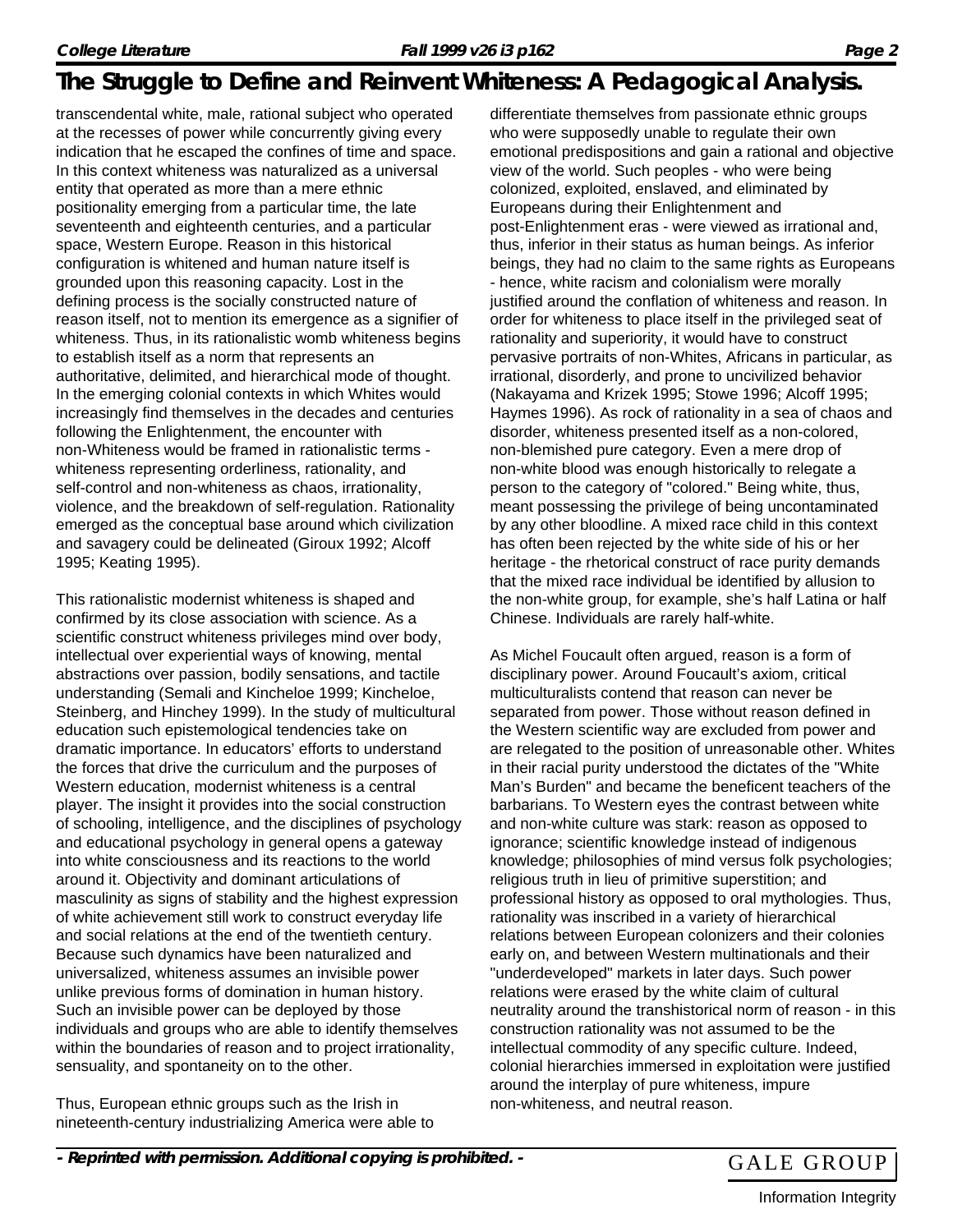transcendental white, male, rational subject who operated at the recesses of power while concurrently giving every indication that he escaped the confines of time and space. In this context whiteness was naturalized as a universal entity that operated as more than a mere ethnic positionality emerging from a particular time, the late seventeenth and eighteenth centuries, and a particular space, Western Europe. Reason in this historical configuration is whitened and human nature itself is grounded upon this reasoning capacity. Lost in the defining process is the socially constructed nature of reason itself, not to mention its emergence as a signifier of whiteness. Thus, in its rationalistic womb whiteness begins to establish itself as a norm that represents an authoritative, delimited, and hierarchical mode of thought. In the emerging colonial contexts in which Whites would increasingly find themselves in the decades and centuries following the Enlightenment, the encounter with non-Whiteness would be framed in rationalistic terms - whiteness representing orderliness, rationality, and self-control and non-whiteness as chaos, irrationality, violence, and the breakdown of self-regulation. Rationality emerged as the conceptual base around which civilization and savagery could be delineated (Giroux 1992; Alcoff 1995; Keating 1995).

This rationalistic modernist whiteness is shaped and confirmed by its close association with science. As a scientific construct whiteness privileges mind over body, intellectual over experiential ways of knowing, mental abstractions over passion, bodily sensations, and tactile understanding (Semali and Kincheloe 1999; Kincheloe, Steinberg, and Hinchey 1999). In the study of multicultural education such epistemological tendencies take on dramatic importance. In educators' efforts to understand the forces that drive the curriculum and the purposes of Western education, modernist whiteness is a central player. The insight it provides into the social construction of schooling, intelligence, and the disciplines of psychology and educational psychology in general opens a gateway into white consciousness and its reactions to the world around it. Objectivity and dominant articulations of masculinity as signs of stability and the highest expression of white achievement still work to construct everyday life and social relations at the end of the twentieth century. Because such dynamics have been naturalized and universalized, whiteness assumes an invisible power unlike previous forms of domination in human history. Such an invisible power can be deployed by those individuals and groups who are able to identify themselves within the boundaries of reason and to project irrationality, sensuality, and spontaneity on to the other.

Thus, European ethnic groups such as the Irish in nineteenth-century industrializing America were able to differentiate themselves from passionate ethnic groups who were supposedly unable to regulate their own emotional predispositions and gain a rational and objective view of the world. Such peoples - who were being colonized, exploited, enslaved, and eliminated by Europeans during their Enlightenment and post-Enlightenment eras - were viewed as irrational and, thus, inferior in their status as human beings. As inferior beings, they had no claim to the same rights as Europeans - hence, white racism and colonialism were morally justified around the conflation of whiteness and reason. In order for whiteness to place itself in the privileged seat of rationality and superiority, it would have to construct pervasive portraits of non-Whites, Africans in particular, as irrational, disorderly, and prone to uncivilized behavior (Nakayama and Krizek 1995; Stowe 1996; Alcoff 1995; Haymes 1996). As rock of rationality in a sea of chaos and disorder, whiteness presented itself as a non-colored, non-blemished pure category. Even a mere drop of non-white blood was enough historically to relegate a person to the category of "colored." Being white, thus, meant possessing the privilege of being uncontaminated by any other bloodline. A mixed race child in this context has often been rejected by the white side of his or her heritage - the rhetorical construct of race purity demands that the mixed race individual be identified by allusion to the non-white group, for example, she's half Latina or half Chinese. Individuals are rarely half-white.

As Michel Foucault often argued, reason is a form of disciplinary power. Around Foucault's axiom, critical multiculturalists contend that reason can never be separated from power. Those without reason defined in the Western scientific way are excluded from power and are relegated to the position of unreasonable other. Whites in their racial purity understood the dictates of the "White Man's Burden" and became the beneficent teachers of the barbarians. To Western eyes the contrast between white and non-white culture was stark: reason as opposed to ignorance; scientific knowledge instead of indigenous knowledge; philosophies of mind versus folk psychologies; religious truth in lieu of primitive superstition; and professional history as opposed to oral mythologies. Thus, rationality was inscribed in a variety of hierarchical relations between European colonizers and their colonies early on, and between Western multinationals and their "underdeveloped" markets in later days. Such power relations were erased by the white claim of cultural neutrality around the transhistorical norm of reason - in this construction rationality was not assumed to be the intellectual commodity of any specific culture. Indeed, colonial hierarchies immersed in exploitation were justified around the interplay of pure whiteness, impure non-whiteness, and neutral reason.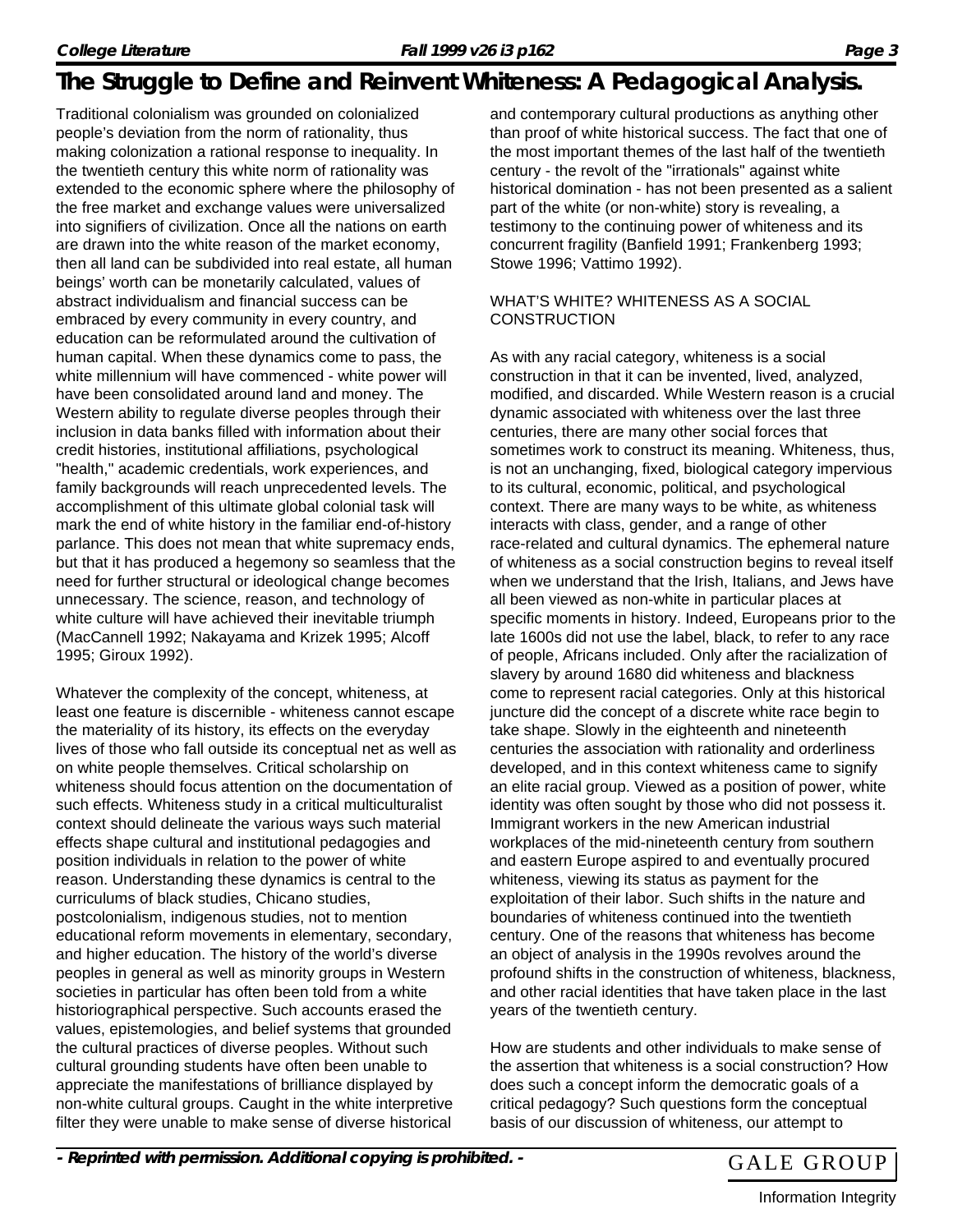Traditional colonialism was grounded on colonialized people's deviation from the norm of rationality, thus making colonization a rational response to inequality. In the twentieth century this white norm of rationality was extended to the economic sphere where the philosophy of the free market and exchange values were universalized into signifiers of civilization. Once all the nations on earth are drawn into the white reason of the market economy, then all land can be subdivided into real estate, all human beings' worth can be monetarily calculated, values of abstract individualism and financial success can be embraced by every community in every country, and education can be reformulated around the cultivation of human capital. When these dynamics come to pass, the white millennium will have commenced - white power will have been consolidated around land and money. The Western ability to regulate diverse peoples through their inclusion in data banks filled with information about their credit histories, institutional affiliations, psychological "health," academic credentials, work experiences, and family backgrounds will reach unprecedented levels. The accomplishment of this ultimate global colonial task will mark the end of white history in the familiar end-of-history parlance. This does not mean that white supremacy ends, but that it has produced a hegemony so seamless that the need for further structural or ideological change becomes unnecessary. The science, reason, and technology of white culture will have achieved their inevitable triumph (MacCannell 1992; Nakayama and Krizek 1995; Alcoff 1995; Giroux 1992).

Whatever the complexity of the concept, whiteness, at least one feature is discernible - whiteness cannot escape the materiality of its history, its effects on the everyday lives of those who fall outside its conceptual net as well as on white people themselves. Critical scholarship on whiteness should focus attention on the documentation of such effects. Whiteness study in a critical multiculturalist context should delineate the various ways such material effects shape cultural and institutional pedagogies and position individuals in relation to the power of white reason. Understanding these dynamics is central to the curriculums of black studies, Chicano studies, postcolonialism, indigenous studies, not to mention educational reform movements in elementary, secondary, and higher education. The history of the world's diverse peoples in general as well as minority groups in Western societies in particular has often been told from a white historiographical perspective. Such accounts erased the values, epistemologies, and belief systems that grounded the cultural practices of diverse peoples. Without such cultural grounding students have often been unable to appreciate the manifestations of brilliance displayed by non-white cultural groups. Caught in the white interpretive filter they were unable to make sense of diverse historical and contemporary cultural productions as anything other than proof of white historical success. The fact that one of the most important themes of the last half of the twentieth century - the revolt of the "irrationals" against white historical domination - has not been presented as a salient part of the white (or non-white) story is revealing, a testimony to the continuing power of whiteness and its concurrent fragility (Banfield 1991; Frankenberg 1993; Stowe 1996; Vattimo 1992).

## WHAT'S WHITE? WHITENESS AS A SOCIAL CONSTRUCTION

As with any racial category, whiteness is a social construction in that it can be invented, lived, analyzed, modified, and discarded. While Western reason is a crucial dynamic associated with whiteness over the last three centuries, there are many other social forces that sometimes work to construct its meaning. Whiteness, thus, is not an unchanging, fixed, biological category impervious to its cultural, economic, political, and psychological context. There are many ways to be white, as whiteness interacts with class, gender, and a range of other race-related and cultural dynamics. The ephemeral nature of whiteness as a social construction begins to reveal itself when we understand that the Irish, Italians, and Jews have all been viewed as non-white in particular places at specific moments in history. Indeed, Europeans prior to the late 1600s did not use the label, black, to refer to any race of people, Africans included. Only after the racialization of slavery by around 1680 did whiteness and blackness come to represent racial categories. Only at this historical juncture did the concept of a discrete white race begin to take shape. Slowly in the eighteenth and nineteenth centuries the association with rationality and orderliness developed, and in this context whiteness came to signify an elite racial group. Viewed as a position of power, white identity was often sought by those who did not possess it. Immigrant workers in the new American industrial workplaces of the mid-nineteenth century from southern and eastern Europe aspired to and eventually procured whiteness, viewing its status as payment for the exploitation of their labor. Such shifts in the nature and boundaries of whiteness continued into the twentieth century. One of the reasons that whiteness has become an object of analysis in the 1990s revolves around the profound shifts in the construction of whiteness, blackness, and other racial identities that have taken place in the last years of the twentieth century.

How are students and other individuals to make sense of the assertion that whiteness is a social construction? How does such a concept inform the democratic goals of a critical pedagogy? Such questions form the conceptual basis of our discussion of whiteness, our attempt to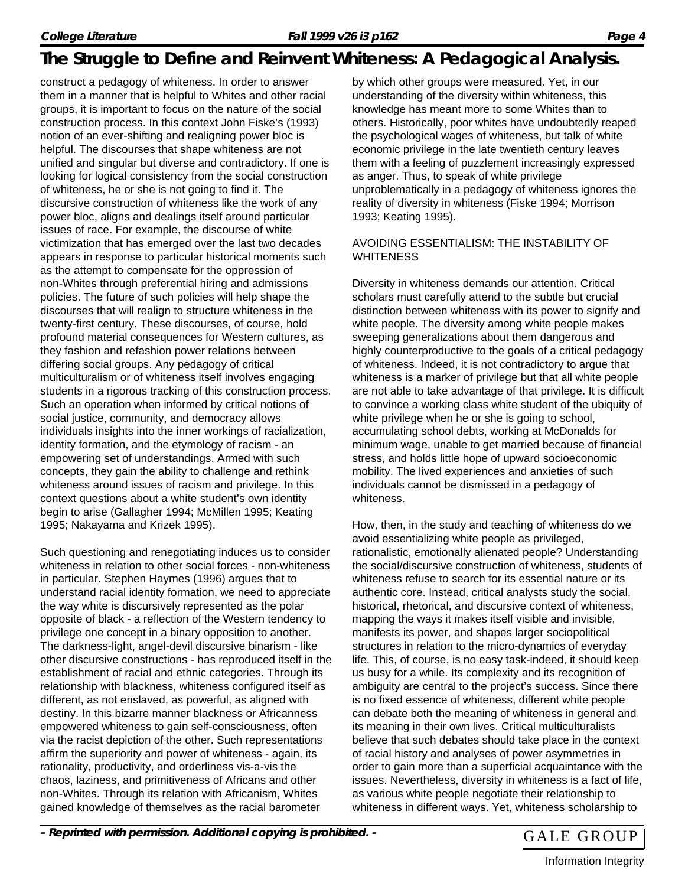construct a pedagogy of whiteness. In order to answer them in a manner that is helpful to Whites and other racial groups, it is important to focus on the nature of the social construction process. In this context John Fiske's (1993) notion of an ever-shifting and realigning power bloc is helpful. The discourses that shape whiteness are not unified and singular but diverse and contradictory. If one is looking for logical consistency from the social construction of whiteness, he or she is not going to find it. The discursive construction of whiteness like the work of any power bloc, aligns and dealings itself around particular issues of race. For example, the discourse of white victimization that has emerged over the last two decades appears in response to particular historical moments such as the attempt to compensate for the oppression of non-Whites through preferential hiring and admissions policies. The future of such policies will help shape the discourses that will realign to structure whiteness in the twenty-first century. These discourses, of course, hold profound material consequences for Western cultures, as they fashion and refashion power relations between differing social groups. Any pedagogy of critical multiculturalism or of whiteness itself involves engaging students in a rigorous tracking of this construction process. Such an operation when informed by critical notions of social justice, community, and democracy allows individuals insights into the inner workings of racialization, identity formation, and the etymology of racism - an empowering set of understandings. Armed with such concepts, they gain the ability to challenge and rethink whiteness around issues of racism and privilege. In this context questions about a white student's own identity begin to arise (Gallagher 1994; McMillen 1995; Keating 1995; Nakayama and Krizek 1995).

Such questioning and renegotiating induces us to consider whiteness in relation to other social forces - non-whiteness in particular. Stephen Haymes (1996) argues that to understand racial identity formation, we need to appreciate the way white is discursively represented as the polar opposite of black - a reflection of the Western tendency to privilege one concept in a binary opposition to another. The darkness-light, angel-devil discursive binarism - like other discursive constructions - has reproduced itself in the establishment of racial and ethnic categories. Through its relationship with blackness, whiteness configured itself as different, as not enslaved, as powerful, as aligned with destiny. In this bizarre manner blackness or Africanness empowered whiteness to gain self-consciousness, often via the racist depiction of the other. Such representations affirm the superiority and power of whiteness - again, its rationality, productivity, and orderliness vis-a-vis the chaos, laziness, and primitiveness of Africans and other non-Whites. Through its relation with Africanism, Whites gained knowledge of themselves as the racial barometer by which other groups were measured. Yet, in our understanding of the diversity within whiteness, this knowledge has meant more to some Whites than to others. Historically, poor whites have undoubtedly reaped the psychological wages of whiteness, but talk of white economic privilege in the late twentieth century leaves them with a feeling of puzzlement increasingly expressed as anger. Thus, to speak of white privilege unproblematically in a pedagogy of whiteness ignores the reality of diversity in whiteness (Fiske 1994; Morrison 1993; Keating 1995).

## AVOIDING ESSENTIALISM: THE INSTABILITY OF WHITENESS

Diversity in whiteness demands our attention. Critical scholars must carefully attend to the subtle but crucial distinction between whiteness with its power to signify and white people. The diversity among white people makes sweeping generalizations about them dangerous and highly counterproductive to the goals of a critical pedagogy of whiteness. Indeed, it is not contradictory to argue that whiteness is a marker of privilege but that all white people are not able to take advantage of that privilege. It is difficult to convince a working class white student of the ubiquity of white privilege when he or she is going to school, accumulating school debts, working at McDonalds for minimum wage, unable to get married because of financial stress, and holds little hope of upward socioeconomic mobility. The lived experiences and anxieties of such individuals cannot be dismissed in a pedagogy of whiteness.

How, then, in the study and teaching of whiteness do we avoid essentializing white people as privileged, rationalistic, emotionally alienated people? Understanding the social/discursive construction of whiteness, students of whiteness refuse to search for its essential nature or its authentic core. Instead, critical analysts study the social, historical, rhetorical, and discursive context of whiteness, mapping the ways it makes itself visible and invisible, manifests its power, and shapes larger sociopolitical structures in relation to the micro-dynamics of everyday life. This, of course, is no easy task-indeed, it should keep us busy for a while. Its complexity and its recognition of ambiguity are central to the project's success. Since there is no fixed essence of whiteness, different white people can debate both the meaning of whiteness in general and its meaning in their own lives. Critical multiculturalists believe that such debates should take place in the context of racial history and analyses of power asymmetries in order to gain more than a superficial acquaintance with the issues. Nevertheless, diversity in whiteness is a fact of life, as various white people negotiate their relationship to whiteness in different ways. Yet, whiteness scholarship to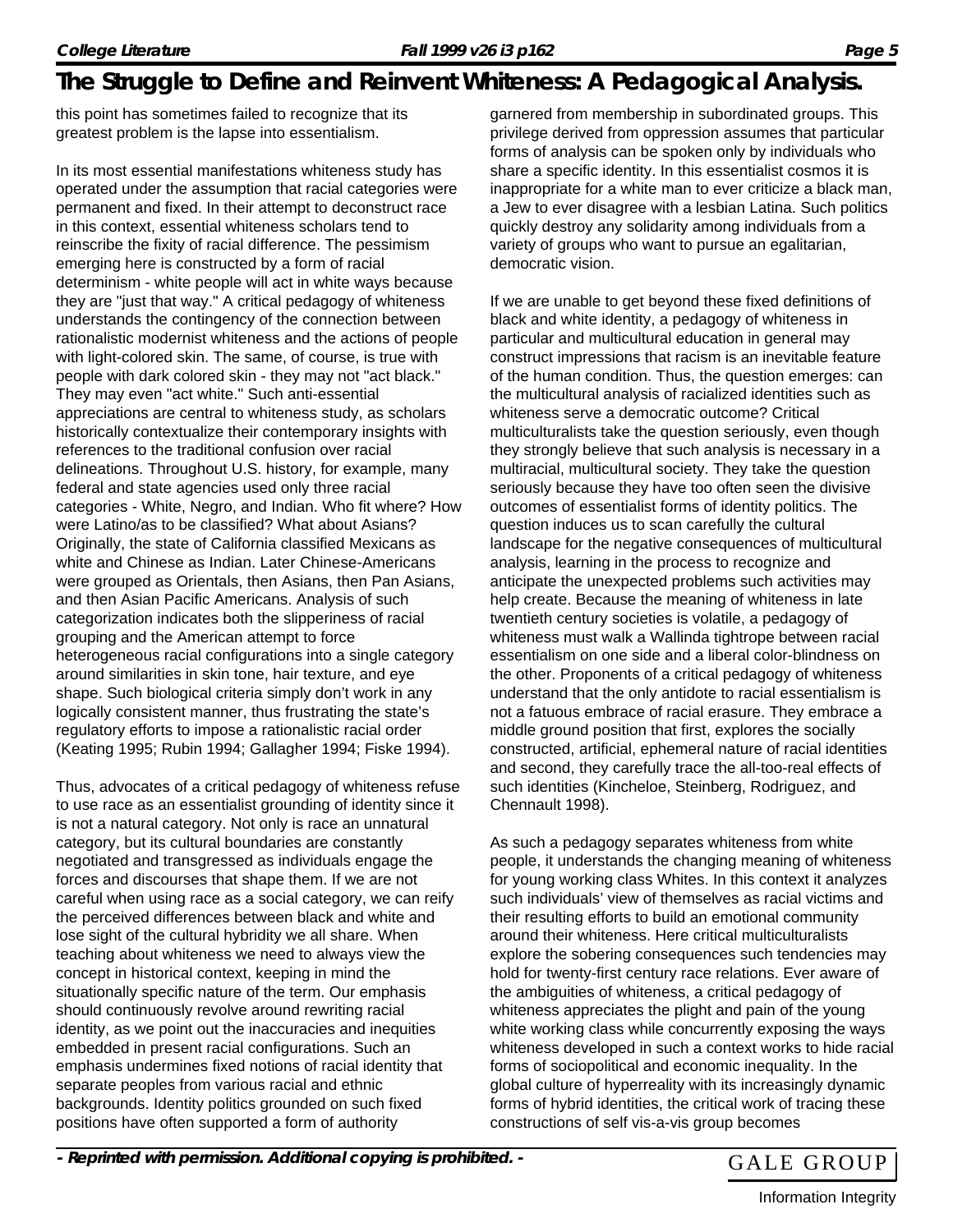this point has sometimes failed to recognize that its greatest problem is the lapse into essentialism.

In its most essential manifestations whiteness study has operated under the assumption that racial categories were permanent and fixed. In their attempt to deconstruct race in this context, essential whiteness scholars tend to reinscribe the fixity of racial difference. The pessimism emerging here is constructed by a form of racial determinism - white people will act in white ways because they are "just that way." A critical pedagogy of whiteness understands the contingency of the connection between rationalistic modernist whiteness and the actions of people with light-colored skin. The same, of course, is true with people with dark colored skin - they may not "act black." They may even "act white." Such anti-essential appreciations are central to whiteness study, as scholars historically contextualize their contemporary insights with references to the traditional confusion over racial delineations. Throughout U.S. history, for example, many federal and state agencies used only three racial categories - White, Negro, and Indian. Who fit where? How were Latino/as to be classified? What about Asians? Originally, the state of California classified Mexicans as white and Chinese as Indian. Later Chinese-Americans were grouped as Orientals, then Asians, then Pan Asians, and then Asian Pacific Americans. Analysis of such categorization indicates both the slipperiness of racial grouping and the American attempt to force heterogeneous racial configurations into a single category around similarities in skin tone, hair texture, and eye shape. Such biological criteria simply don't work in any logically consistent manner, thus frustrating the state's regulatory efforts to impose a rationalistic racial order (Keating 1995; Rubin 1994; Gallagher 1994; Fiske 1994).

Thus, advocates of a critical pedagogy of whiteness refuse to use race as an essentialist grounding of identity since it is not a natural category. Not only is race an unnatural category, but its cultural boundaries are constantly negotiated and transgressed as individuals engage the forces and discourses that shape them. If we are not careful when using race as a social category, we can reify the perceived differences between black and white and lose sight of the cultural hybridity we all share. When teaching about whiteness we need to always view the concept in historical context, keeping in mind the situationally specific nature of the term. Our emphasis should continuously revolve around rewriting racial identity, as we point out the inaccuracies and inequities embedded in present racial configurations. Such an emphasis undermines fixed notions of racial identity that separate peoples from various racial and ethnic backgrounds. Identity politics grounded on such fixed positions have often supported a form of authority garnered from membership in subordinated groups. This privilege derived from oppression assumes that particular forms of analysis can be spoken only by individuals who share a specific identity. In this essentialist cosmos it is inappropriate for a white man to ever criticize a black man, a Jew to ever disagree with a lesbian Latina. Such politics quickly destroy any solidarity among individuals from a variety of groups who want to pursue an egalitarian, democratic vision.

If we are unable to get beyond these fixed definitions of black and white identity, a pedagogy of whiteness in particular and multicultural education in general may construct impressions that racism is an inevitable feature of the human condition. Thus, the question emerges: can the multicultural analysis of racialized identities such as whiteness serve a democratic outcome? Critical multiculturalists take the question seriously, even though they strongly believe that such analysis is necessary in a multiracial, multicultural society. They take the question seriously because they have too often seen the divisive outcomes of essentialist forms of identity politics. The question induces us to scan carefully the cultural landscape for the negative consequences of multicultural analysis, learning in the process to recognize and anticipate the unexpected problems such activities may help create. Because the meaning of whiteness in late twentieth century societies is volatile, a pedagogy of whiteness must walk a Wallinda tightrope between racial essentialism on one side and a liberal color-blindness on the other. Proponents of a critical pedagogy of whiteness understand that the only antidote to racial essentialism is not a fatuous embrace of racial erasure. They embrace a middle ground position that first, explores the socially constructed, artificial, ephemeral nature of racial identities and second, they carefully trace the all-too-real effects of such identities (Kincheloe, Steinberg, Rodriguez, and Chennault 1998).

As such a pedagogy separates whiteness from white people, it understands the changing meaning of whiteness for young working class Whites. In this context it analyzes such individuals' view of themselves as racial victims and their resulting efforts to build an emotional community around their whiteness. Here critical multiculturalists explore the sobering consequences such tendencies may hold for twenty-first century race relations. Ever aware of the ambiguities of whiteness, a critical pedagogy of whiteness appreciates the plight and pain of the young white working class while concurrently exposing the ways whiteness developed in such a context works to hide racial forms of sociopolitical and economic inequality. In the global culture of hyperreality with its increasingly dynamic forms of hybrid identities, the critical work of tracing these constructions of self vis-a-vis group becomes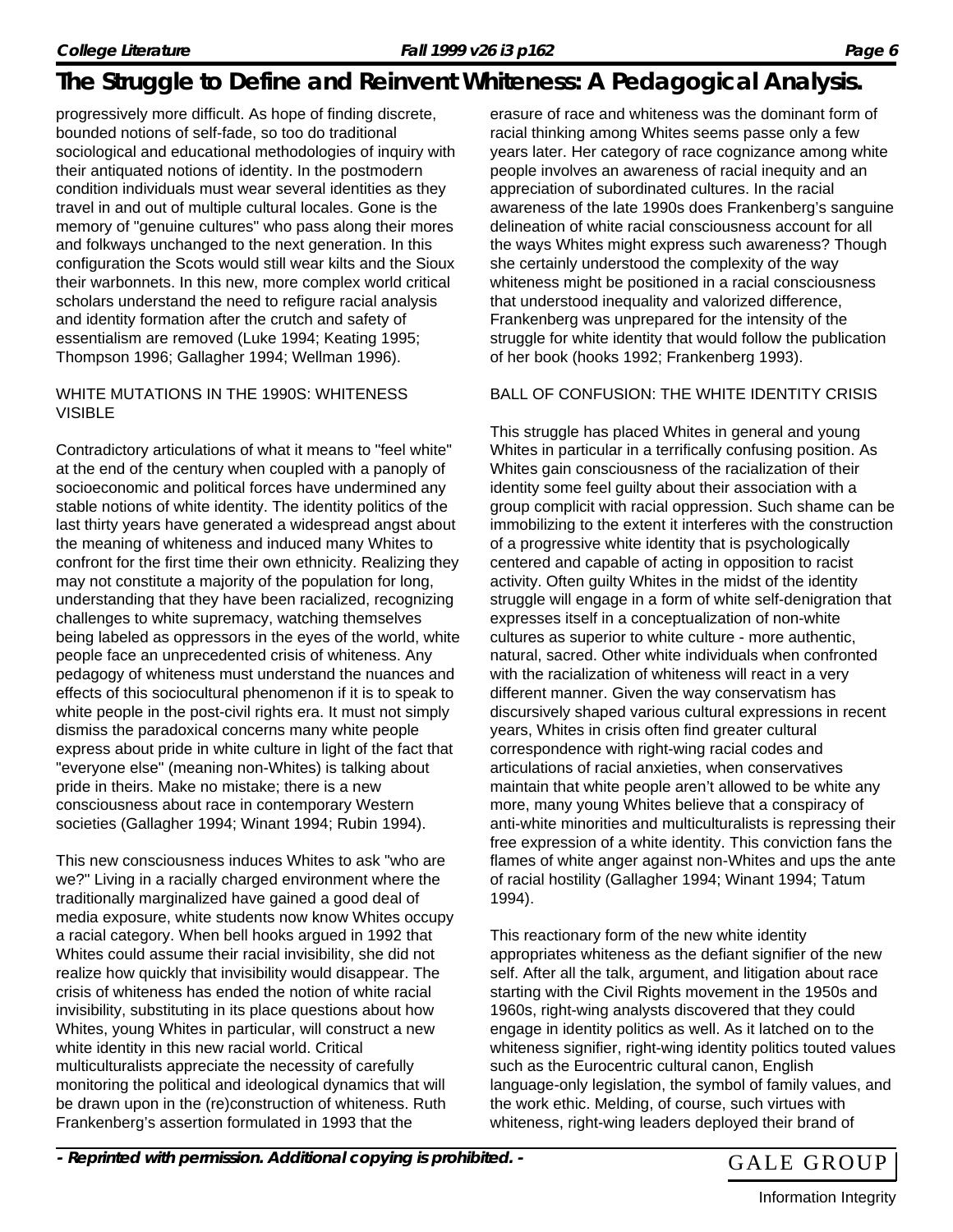progressively more difficult. As hope of finding discrete, bounded notions of self-fade, so too do traditional sociological and educational methodologies of inquiry with their antiquated notions of identity. In the postmodern condition individuals must wear several identities as they travel in and out of multiple cultural locales. Gone is the memory of "genuine cultures" who pass along their mores and folkways unchanged to the next generation. In this configuration the Scots would still wear kilts and the Sioux their warbonnets. In this new, more complex world critical scholars understand the need to refigure racial analysis and identity formation after the crutch and safety of essentialism are removed (Luke 1994; Keating 1995; Thompson 1996; Gallagher 1994; Wellman 1996).

## WHITE MUTATIONS IN THE 1990S: WHITENESS VISIBLE

Contradictory articulations of what it means to "feel white" at the end of the century when coupled with a panoply of socioeconomic and political forces have undermined any stable notions of white identity. The identity politics of the last thirty years have generated a widespread angst about the meaning of whiteness and induced many Whites to confront for the first time their own ethnicity. Realizing they may not constitute a majority of the population for long, understanding that they have been racialized, recognizing challenges to white supremacy, watching themselves being labeled as oppressors in the eyes of the world, white people face an unprecedented crisis of whiteness. Any pedagogy of whiteness must understand the nuances and effects of this sociocultural phenomenon if it is to speak to white people in the post-civil rights era. It must not simply dismiss the paradoxical concerns many white people express about pride in white culture in light of the fact that "everyone else" (meaning non-Whites) is talking about pride in theirs. Make no mistake; there is a new consciousness about race in contemporary Western societies (Gallagher 1994; Winant 1994; Rubin 1994).

This new consciousness induces Whites to ask "who are we?" Living in a racially charged environment where the traditionally marginalized have gained a good deal of media exposure, white students now know Whites occupy a racial category. When bell hooks argued in 1992 that Whites could assume their racial invisibility, she did not realize how quickly that invisibility would disappear. The crisis of whiteness has ended the notion of white racial invisibility, substituting in its place questions about how Whites, young Whites in particular, will construct a new white identity in this new racial world. Critical multiculturalists appreciate the necessity of carefully monitoring the political and ideological dynamics that will be drawn upon in the (re)construction of whiteness. Ruth Frankenberg's assertion formulated in 1993 that the erasure of race and whiteness was the dominant form of racial thinking among Whites seems passe only a few years later. Her category of race cognizance among white people involves an awareness of racial inequity and an appreciation of subordinated cultures. In the racial awareness of the late 1990s does Frankenberg's sanguine delineation of white racial consciousness account for all the ways Whites might express such awareness? Though she certainly understood the complexity of the way whiteness might be positioned in a racial consciousness that understood inequality and valorized difference, Frankenberg was unprepared for the intensity of the struggle for white identity that would follow the publication of her book (hooks 1992; Frankenberg 1993).

## BALL OF CONFUSION: THE WHITE IDENTITY CRISIS

This struggle has placed Whites in general and young Whites in particular in a terrifically confusing position. As Whites gain consciousness of the racialization of their identity some feel guilty about their association with a group complicit with racial oppression. Such shame can be immobilizing to the extent it interferes with the construction of a progressive white identity that is psychologically centered and capable of acting in opposition to racist activity. Often guilty Whites in the midst of the identity struggle will engage in a form of white self-denigration that expresses itself in a conceptualization of non-white cultures as superior to white culture - more authentic, natural, sacred. Other white individuals when confronted with the racialization of whiteness will react in a very different manner. Given the way conservatism has discursively shaped various cultural expressions in recent years, Whites in crisis often find greater cultural correspondence with right-wing racial codes and articulations of racial anxieties, when conservatives maintain that white people aren't allowed to be white any more, many young Whites believe that a conspiracy of anti-white minorities and multiculturalists is repressing their free expression of a white identity. This conviction fans the flames of white anger against non-Whites and ups the ante of racial hostility (Gallagher 1994; Winant 1994; Tatum 1994).

This reactionary form of the new white identity appropriates whiteness as the defiant signifier of the new self. After all the talk, argument, and litigation about race starting with the Civil Rights movement in the 1950s and 1960s, right-wing analysts discovered that they could engage in identity politics as well. As it latched on to the whiteness signifier, right-wing identity politics touted values such as the Eurocentric cultural canon, English language-only legislation, the symbol of family values, and the work ethic. Melding, of course, such virtues with whiteness, right-wing leaders deployed their brand of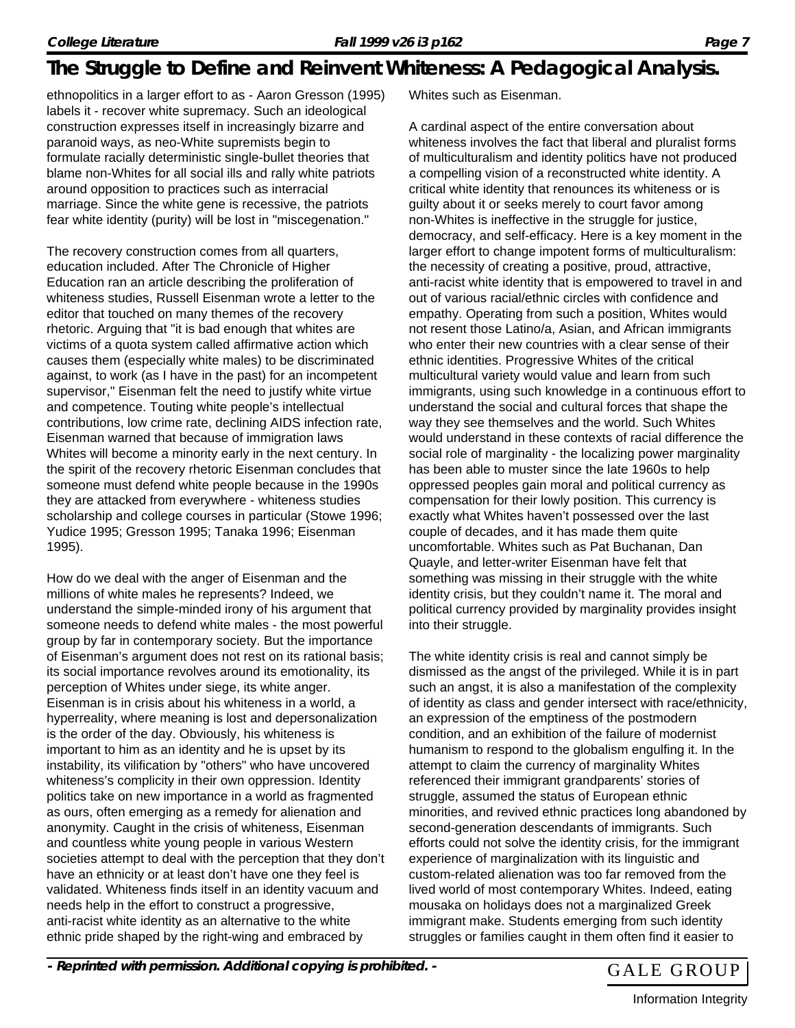ethnopolitics in a larger effort to as - Aaron Gresson (1995) labels it - recover white supremacy. Such an ideological construction expresses itself in increasingly bizarre and paranoid ways, as neo-White supremists begin to formulate racially deterministic single-bullet theories that blame non-Whites for all social ills and rally white patriots around opposition to practices such as interracial marriage. Since the white gene is recessive, the patriots fear white identity (purity) will be lost in "miscegenation."

The recovery construction comes from all quarters, education included. After The Chronicle of Higher Education ran an article describing the proliferation of whiteness studies, Russell Eisenman wrote a letter to the editor that touched on many themes of the recovery rhetoric. Arguing that "it is bad enough that whites are victims of a quota system called affirmative action which causes them (especially white males) to be discriminated against, to work (as I have in the past) for an incompetent supervisor," Eisenman felt the need to justify white virtue and competence. Touting white people's intellectual contributions, low crime rate, declining AIDS infection rate, Eisenman warned that because of immigration laws Whites will become a minority early in the next century. In the spirit of the recovery rhetoric Eisenman concludes that someone must defend white people because in the 1990s they are attacked from everywhere - whiteness studies scholarship and college courses in particular (Stowe 1996; Yudice 1995; Gresson 1995; Tanaka 1996; Eisenman 1995).

How do we deal with the anger of Eisenman and the millions of white males he represents? Indeed, we understand the simple-minded irony of his argument that someone needs to defend white males - the most powerful group by far in contemporary society. But the importance of Eisenman's argument does not rest on its rational basis; its social importance revolves around its emotionality, its perception of Whites under siege, its white anger. Eisenman is in crisis about his whiteness in a world, a hyperreality, where meaning is lost and depersonalization is the order of the day. Obviously, his whiteness is important to him as an identity and he is upset by its instability, its vilification by "others" who have uncovered whiteness's complicity in their own oppression. Identity politics take on new importance in a world as fragmented as ours, often emerging as a remedy for alienation and anonymity. Caught in the crisis of whiteness, Eisenman and countless white young people in various Western societies attempt to deal with the perception that they don't have an ethnicity or at least don't have one they feel is validated. Whiteness finds itself in an identity vacuum and needs help in the effort to construct a progressive, anti-racist white identity as an alternative to the white ethnic pride shaped by the right-wing and embraced by Whites such as Eisenman.

A cardinal aspect of the entire conversation about whiteness involves the fact that liberal and pluralist forms of multiculturalism and identity politics have not produced a compelling vision of a reconstructed white identity. A critical white identity that renounces its whiteness or is guilty about it or seeks merely to court favor among non-Whites is ineffective in the struggle for justice, democracy, and self-efficacy. Here is a key moment in the larger effort to change impotent forms of multiculturalism: the necessity of creating a positive, proud, attractive, anti-racist white identity that is empowered to travel in and out of various racial/ethnic circles with confidence and empathy. Operating from such a position, Whites would not resent those Latino/a, Asian, and African immigrants who enter their new countries with a clear sense of their ethnic identities. Progressive Whites of the critical multicultural variety would value and learn from such immigrants, using such knowledge in a continuous effort to understand the social and cultural forces that shape the way they see themselves and the world. Such Whites would understand in these contexts of racial difference the social role of marginality - the localizing power marginality has been able to muster since the late 1960s to help oppressed peoples gain moral and political currency as compensation for their lowly position. This currency is exactly what Whites haven't possessed over the last couple of decades, and it has made them quite uncomfortable. Whites such as Pat Buchanan, Dan Quayle, and letter-writer Eisenman have felt that something was missing in their struggle with the white identity crisis, but they couldn't name it. The moral and political currency provided by marginality provides insight into their struggle.

The white identity crisis is real and cannot simply be dismissed as the angst of the privileged. While it is in part such an angst, it is also a manifestation of the complexity of identity as class and gender intersect with race/ethnicity, an expression of the emptiness of the postmodern condition, and an exhibition of the failure of modernist humanism to respond to the globalism engulfing it. In the attempt to claim the currency of marginality Whites referenced their immigrant grandparents' stories of struggle, assumed the status of European ethnic minorities, and revived ethnic practices long abandoned by second-generation descendants of immigrants. Such efforts could not solve the identity crisis, for the immigrant experience of marginalization with its linguistic and custom-related alienation was too far removed from the lived world of most contemporary Whites. Indeed, eating mousaka on holidays does not a marginalized Greek immigrant make. Students emerging from such identity struggles or families caught in them often find it easier to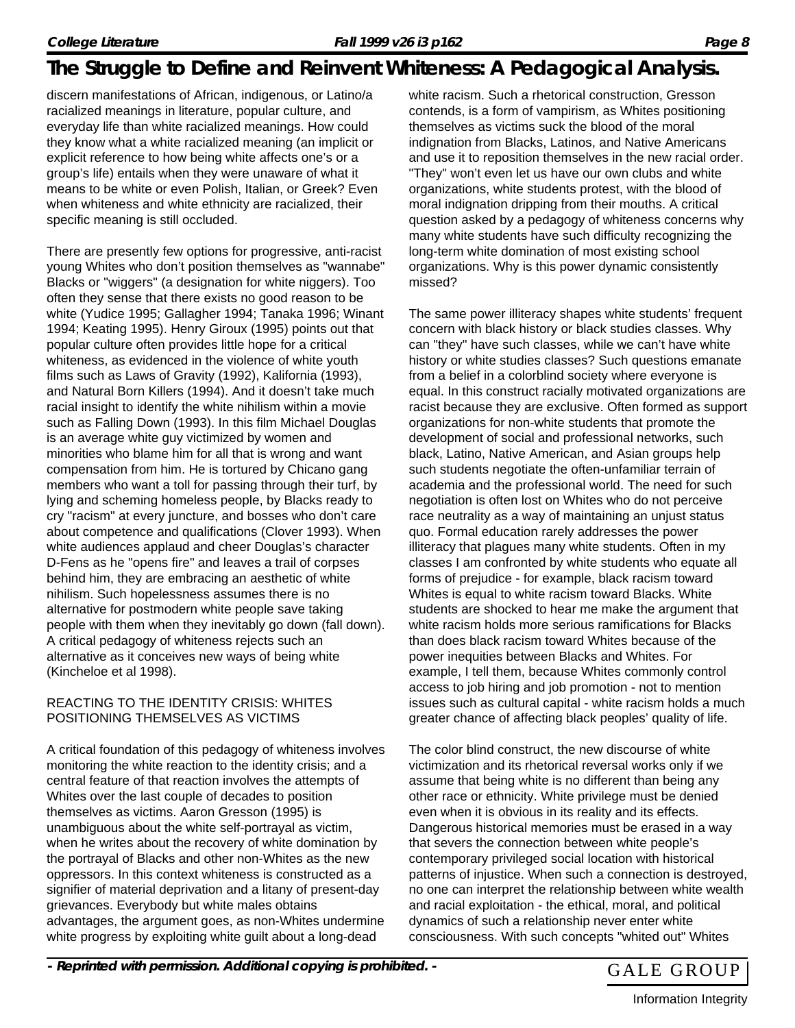discern manifestations of African, indigenous, or Latino/a racialized meanings in literature, popular culture, and everyday life than white racialized meanings. How could they know what a white racialized meaning (an implicit or explicit reference to how being white affects one's or a group's life) entails when they were unaware of what it means to be white or even Polish, Italian, or Greek? Even when whiteness and white ethnicity are racialized, their specific meaning is still occluded.

There are presently few options for progressive, anti-racist young Whites who don't position themselves as "wannabe" Blacks or "wiggers" (a designation for white niggers). Too often they sense that there exists no good reason to be white (Yudice 1995; Gallagher 1994; Tanaka 1996; Winant 1994; Keating 1995). Henry Giroux (1995) points out that popular culture often provides little hope for a critical whiteness, as evidenced in the violence of white youth films such as Laws of Gravity (1992), Kalifornia (1993), and Natural Born Killers (1994). And it doesn't take much racial insight to identify the white nihilism within a movie such as Falling Down (1993). In this film Michael Douglas is an average white guy victimized by women and minorities who blame him for all that is wrong and want compensation from him. He is tortured by Chicano gang members who want a toll for passing through their turf, by lying and scheming homeless people, by Blacks ready to cry "racism" at every juncture, and bosses who don't care about competence and qualifications (Clover 1993). When white audiences applaud and cheer Douglas's character D-Fens as he "opens fire" and leaves a trail of corpses behind him, they are embracing an aesthetic of white nihilism. Such hopelessness assumes there is no alternative for postmodern white people save taking people with them when they inevitably go down (fall down). A critical pedagogy of whiteness rejects such an alternative as it conceives new ways of being white (Kincheloe et al 1998).

## REACTING TO THE IDENTITY CRISIS: WHITES POSITIONING THEMSELVES AS VICTIMS

A critical foundation of this pedagogy of whiteness involves monitoring the white reaction to the identity crisis; and a central feature of that reaction involves the attempts of Whites over the last couple of decades to position themselves as victims. Aaron Gresson (1995) is unambiguous about the white self-portrayal as victim, when he writes about the recovery of white domination by the portrayal of Blacks and other non-Whites as the new oppressors. In this context whiteness is constructed as a signifier of material deprivation and a litany of present-day grievances. Everybody but white males obtains advantages, the argument goes, as non-Whites undermine white progress by exploiting white guilt about a long-dead white racism. Such a rhetorical construction, Gresson contends, is a form of vampirism, as Whites positioning themselves as victims suck the blood of the moral indignation from Blacks, Latinos, and Native Americans and use it to reposition themselves in the new racial order. "They" won't even let us have our own clubs and white organizations, white students protest, with the blood of moral indignation dripping from their mouths. A critical question asked by a pedagogy of whiteness concerns why many white students have such difficulty recognizing the long-term white domination of most existing school organizations. Why is this power dynamic consistently missed?

The same power illiteracy shapes white students' frequent concern with black history or black studies classes. Why can "they" have such classes, while we can't have white history or white studies classes? Such questions emanate from a belief in a colorblind society where everyone is equal. In this construct racially motivated organizations are racist because they are exclusive. Often formed as support organizations for non-white students that promote the development of social and professional networks, such black, Latino, Native American, and Asian groups help such students negotiate the often-unfamiliar terrain of academia and the professional world. The need for such negotiation is often lost on Whites who do not perceive race neutrality as a way of maintaining an unjust status quo. Formal education rarely addresses the power illiteracy that plagues many white students. Often in my classes I am confronted by white students who equate all forms of prejudice - for example, black racism toward Whites is equal to white racism toward Blacks. White students are shocked to hear me make the argument that white racism holds more serious ramifications for Blacks than does black racism toward Whites because of the power inequities between Blacks and Whites. For example, I tell them, because Whites commonly control access to job hiring and job promotion - not to mention issues such as cultural capital - white racism holds a much greater chance of affecting black peoples' quality of life.

The color blind construct, the new discourse of white victimization and its rhetorical reversal works only if we assume that being white is no different than being any other race or ethnicity. White privilege must be denied even when it is obvious in its reality and its effects. Dangerous historical memories must be erased in a way that severs the connection between white people's contemporary privileged social location with historical patterns of injustice. When such a connection is destroyed, no one can interpret the relationship between white wealth and racial exploitation - the ethical, moral, and political dynamics of such a relationship never enter white consciousness. With such concepts "whited out" Whites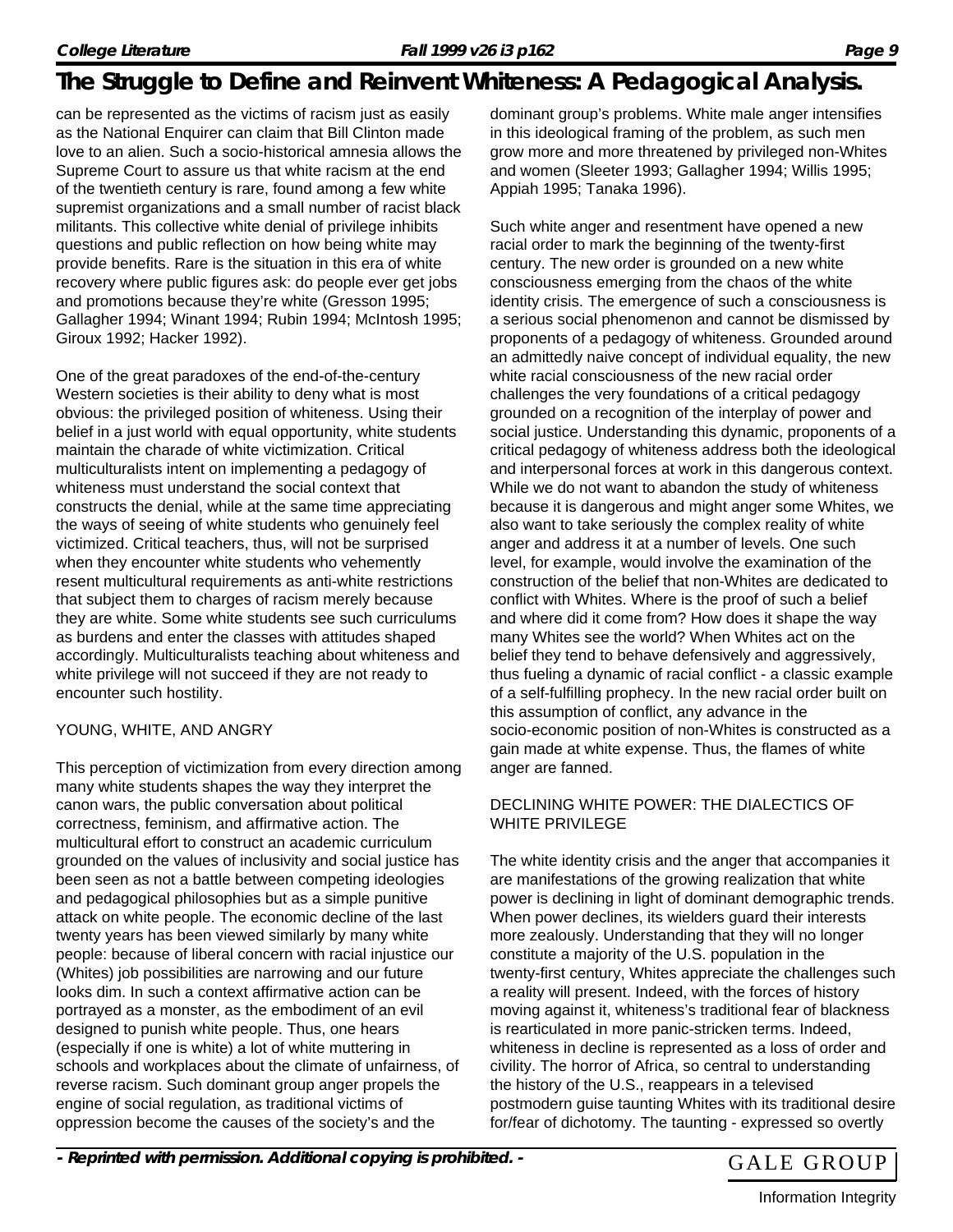can be represented as the victims of racism just as easily as the National Enquirer can claim that Bill Clinton made love to an alien. Such a socio-historical amnesia allows the Supreme Court to assure us that white racism at the end of the twentieth century is rare, found among a few white supremist organizations and a small number of racist black militants. This collective white denial of privilege inhibits questions and public reflection on how being white may provide benefits. Rare is the situation in this era of white recovery where public figures ask: do people ever get jobs and promotions because they're white (Gresson 1995; Gallagher 1994; Winant 1994; Rubin 1994; McIntosh 1995; Giroux 1992; Hacker 1992).

One of the great paradoxes of the end-of-the-century Western societies is their ability to deny what is most obvious: the privileged position of whiteness. Using their belief in a just world with equal opportunity, white students maintain the charade of white victimization. Critical multiculturalists intent on implementing a pedagogy of whiteness must understand the social context that constructs the denial, while at the same time appreciating the ways of seeing of white students who genuinely feel victimized. Critical teachers, thus, will not be surprised when they encounter white students who vehemently resent multicultural requirements as anti-white restrictions that subject them to charges of racism merely because they are white. Some white students see such curriculums as burdens and enter the classes with attitudes shaped accordingly. Multiculturalists teaching about whiteness and white privilege will not succeed if they are not ready to encounter such hostility.

## YOUNG, WHITE, AND ANGRY

This perception of victimization from every direction among many white students shapes the way they interpret the canon wars, the public conversation about political correctness, feminism, and affirmative action. The multicultural effort to construct an academic curriculum grounded on the values of inclusivity and social justice has been seen as not a battle between competing ideologies and pedagogical philosophies but as a simple punitive attack on white people. The economic decline of the last twenty years has been viewed similarly by many white people: because of liberal concern with racial injustice our (Whites) job possibilities are narrowing and our future looks dim. In such a context affirmative action can be portrayed as a monster, as the embodiment of an evil designed to punish white people. Thus, one hears (especially if one is white) a lot of white muttering in schools and workplaces about the climate of unfairness, of reverse racism. Such dominant group anger propels the engine of social regulation, as traditional victims of oppression become the causes of the society's and the dominant group's problems. White male anger intensifies in this ideological framing of the problem, as such men grow more and more threatened by privileged non-Whites and women (Sleeter 1993; Gallagher 1994; Willis 1995; Appiah 1995; Tanaka 1996).

Such white anger and resentment have opened a new racial order to mark the beginning of the twenty-first century. The new order is grounded on a new white consciousness emerging from the chaos of the white identity crisis. The emergence of such a consciousness is a serious social phenomenon and cannot be dismissed by proponents of a pedagogy of whiteness. Grounded around an admittedly naive concept of individual equality, the new white racial consciousness of the new racial order challenges the very foundations of a critical pedagogy grounded on a recognition of the interplay of power and social justice. Understanding this dynamic, proponents of a critical pedagogy of whiteness address both the ideological and interpersonal forces at work in this dangerous context. While we do not want to abandon the study of whiteness because it is dangerous and might anger some Whites, we also want to take seriously the complex reality of white anger and address it at a number of levels. One such level, for example, would involve the examination of the construction of the belief that non-Whites are dedicated to conflict with Whites. Where is the proof of such a belief and where did it come from? How does it shape the way many Whites see the world? When Whites act on the belief they tend to behave defensively and aggressively, thus fueling a dynamic of racial conflict - a classic example of a self-fulfilling prophecy. In the new racial order built on this assumption of conflict, any advance in the socio-economic position of non-Whites is constructed as a gain made at white expense. Thus, the flames of white anger are fanned.

## DECLINING WHITE POWER: THE DIALECTICS OF WHITE PRIVILEGE

The white identity crisis and the anger that accompanies it are manifestations of the growing realization that white power is declining in light of dominant demographic trends. When power declines, its wielders guard their interests more zealously. Understanding that they will no longer constitute a majority of the U.S. population in the twenty-first century, Whites appreciate the challenges such a reality will present. Indeed, with the forces of history moving against it, whiteness's traditional fear of blackness is rearticulated in more panic-stricken terms. Indeed, whiteness in decline is represented as a loss of order and civility. The horror of Africa, so central to understanding the history of the U.S., reappears in a televised postmodern guise taunting Whites with its traditional desire for/fear of dichotomy. The taunting - expressed so overtly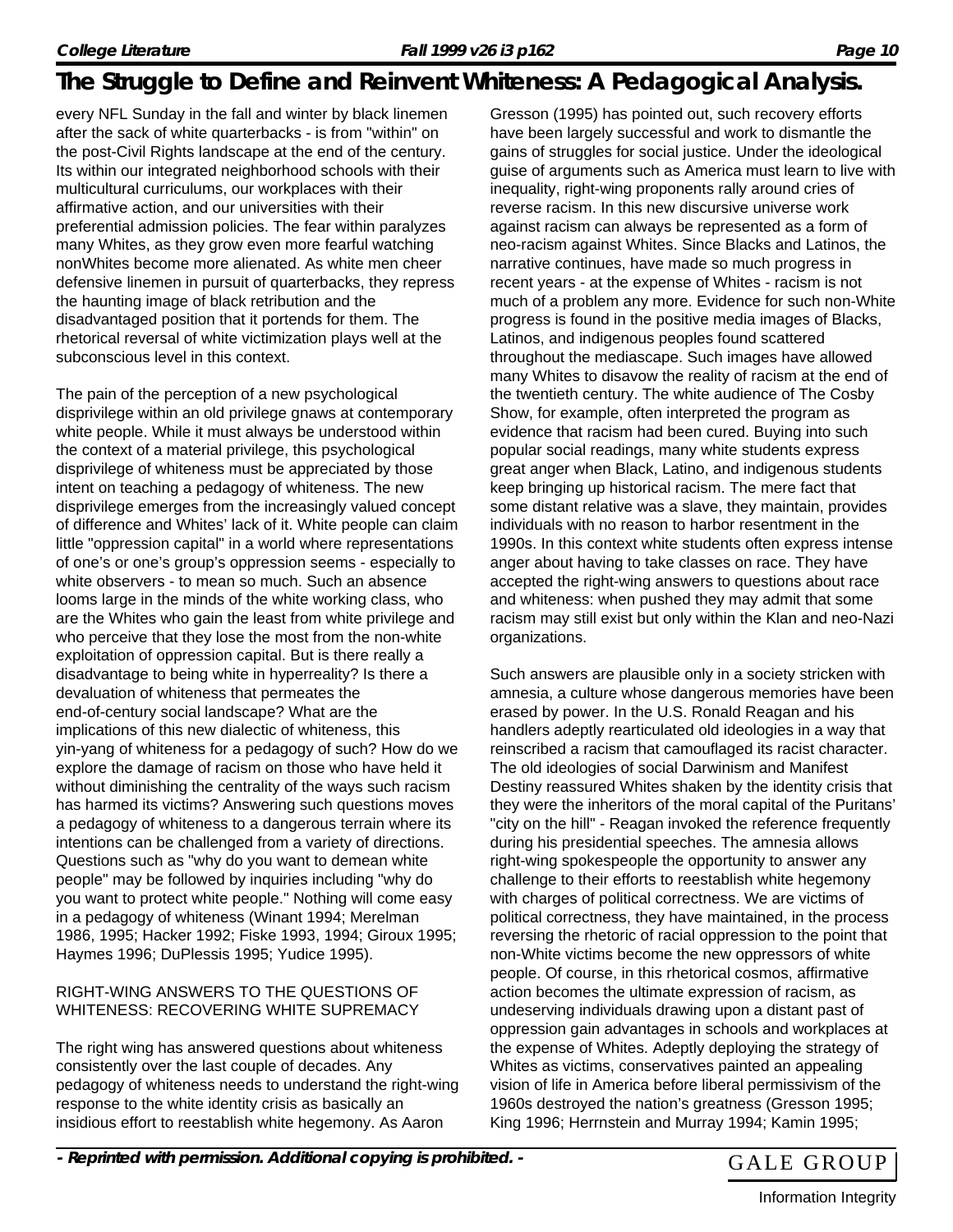every NFL Sunday in the fall and winter by black linemen after the sack of white quarterbacks - is from "within" on the post-Civil Rights landscape at the end of the century. Its within our integrated neighborhood schools with their multicultural curriculums, our workplaces with their affirmative action, and our universities with their preferential admission policies. The fear within paralyzes many Whites, as they grow even more fearful watching nonWhites become more alienated. As white men cheer defensive linemen in pursuit of quarterbacks, they repress the haunting image of black retribution and the disadvantaged position that it portends for them. The rhetorical reversal of white victimization plays well at the subconscious level in this context.

The pain of the perception of a new psychological disprivilege within an old privilege gnaws at contemporary white people. While it must always be understood within the context of a material privilege, this psychological disprivilege of whiteness must be appreciated by those intent on teaching a pedagogy of whiteness. The new disprivilege emerges from the increasingly valued concept of difference and Whites' lack of it. White people can claim little "oppression capital" in a world where representations of one's or one's group's oppression seems - especially to white observers - to mean so much. Such an absence looms large in the minds of the white working class, who are the Whites who gain the least from white privilege and who perceive that they lose the most from the non-white exploitation of oppression capital. But is there really a disadvantage to being white in hyperreality? Is there a devaluation of whiteness that permeates the end-of-century social landscape? What are the implications of this new dialectic of whiteness, this yin-yang of whiteness for a pedagogy of such? How do we explore the damage of racism on those who have held it without diminishing the centrality of the ways such racism has harmed its victims? Answering such questions moves a pedagogy of whiteness to a dangerous terrain where its intentions can be challenged from a variety of directions. Questions such as "why do you want to demean white people" may be followed by inquiries including "why do you want to protect white people." Nothing will come easy in a pedagogy of whiteness (Winant 1994; Merelman 1986, 1995; Hacker 1992; Fiske 1993, 1994; Giroux 1995; Haymes 1996; DuPlessis 1995; Yudice 1995).

## RIGHT-WING ANSWERS TO THE QUESTIONS OF WHITENESS: RECOVERING WHITE SUPREMACY

The right wing has answered questions about whiteness consistently over the last couple of decades. Any pedagogy of whiteness needs to understand the right-wing response to the white identity crisis as basically an insidious effort to reestablish white hegemony. As Aaron Gresson (1995) has pointed out, such recovery efforts have been largely successful and work to dismantle the gains of struggles for social justice. Under the ideological guise of arguments such as America must learn to live with inequality, right-wing proponents rally around cries of reverse racism. In this new discursive universe work against racism can always be represented as a form of neo-racism against Whites. Since Blacks and Latinos, the narrative continues, have made so much progress in recent years - at the expense of Whites - racism is not much of a problem any more. Evidence for such non-White progress is found in the positive media images of Blacks, Latinos, and indigenous peoples found scattered throughout the mediascape. Such images have allowed many Whites to disavow the reality of racism at the end of the twentieth century. The white audience of The Cosby Show, for example, often interpreted the program as evidence that racism had been cured. Buying into such popular social readings, many white students express great anger when Black, Latino, and indigenous students keep bringing up historical racism. The mere fact that some distant relative was a slave, they maintain, provides individuals with no reason to harbor resentment in the 1990s. In this context white students often express intense anger about having to take classes on race. They have accepted the right-wing answers to questions about race and whiteness: when pushed they may admit that some racism may still exist but only within the Klan and neo-Nazi organizations.

Such answers are plausible only in a society stricken with amnesia, a culture whose dangerous memories have been erased by power. In the U.S. Ronald Reagan and his handlers adeptly rearticulated old ideologies in a way that reinscribed a racism that camouflaged its racist character. The old ideologies of social Darwinism and Manifest Destiny reassured Whites shaken by the identity crisis that they were the inheritors of the moral capital of the Puritans' "city on the hill" - Reagan invoked the reference frequently during his presidential speeches. The amnesia allows right-wing spokespeople the opportunity to answer any challenge to their efforts to reestablish white hegemony with charges of political correctness. We are victims of political correctness, they have maintained, in the process reversing the rhetoric of racial oppression to the point that non-White victims become the new oppressors of white people. Of course, in this rhetorical cosmos, affirmative action becomes the ultimate expression of racism, as undeserving individuals drawing upon a distant past of oppression gain advantages in schools and workplaces at the expense of Whites. Adeptly deploying the strategy of Whites as victims, conservatives painted an appealing vision of life in America before liberal permissivism of the 1960s destroyed the nation's greatness (Gresson 1995; King 1996; Herrnstein and Murray 1994; Kamin 1995;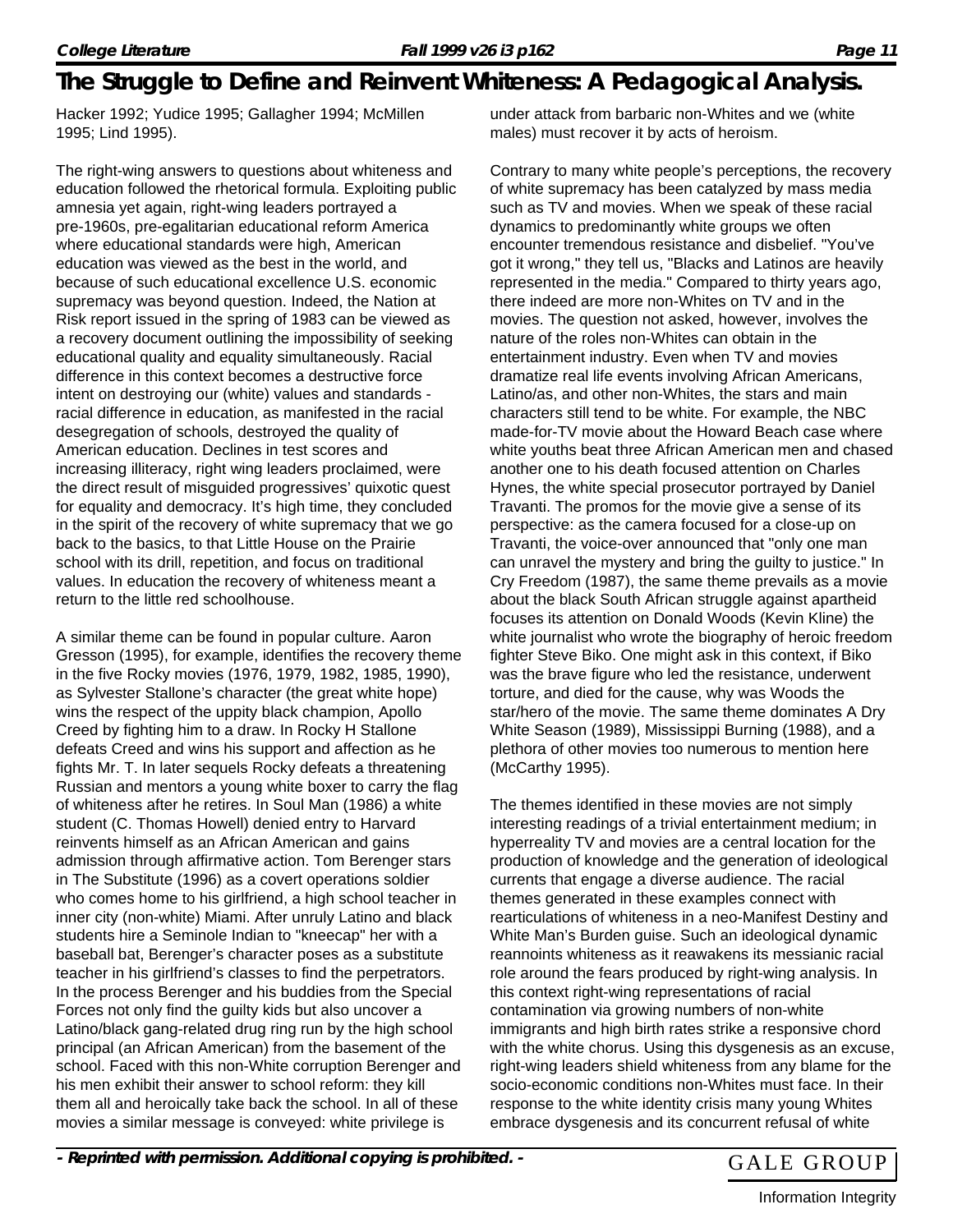Hacker 1992; Yudice 1995; Gallagher 1994; McMillen 1995; Lind 1995).

The right-wing answers to questions about whiteness and education followed the rhetorical formula. Exploiting public amnesia yet again, right-wing leaders portrayed a pre-1960s, pre-egalitarian educational reform America where educational standards were high, American education was viewed as the best in the world, and because of such educational excellence U.S. economic supremacy was beyond question. Indeed, the Nation at Risk report issued in the spring of 1983 can be viewed as a recovery document outlining the impossibility of seeking educational quality and equality simultaneously. Racial difference in this context becomes a destructive force intent on destroying our (white) values and standards - racial difference in education, as manifested in the racial desegregation of schools, destroyed the quality of American education. Declines in test scores and increasing illiteracy, right wing leaders proclaimed, were the direct result of misguided progressives' quixotic quest for equality and democracy. It's high time, they concluded in the spirit of the recovery of white supremacy that we go back to the basics, to that Little House on the Prairie school with its drill, repetition, and focus on traditional values. In education the recovery of whiteness meant a return to the little red schoolhouse.

A similar theme can be found in popular culture. Aaron Gresson (1995), for example, identifies the recovery theme in the five Rocky movies (1976, 1979, 1982, 1985, 1990), as Sylvester Stallone's character (the great white hope) wins the respect of the uppity black champion, Apollo Creed by fighting him to a draw. In Rocky H Stallone defeats Creed and wins his support and affection as he fights Mr. T. In later sequels Rocky defeats a threatening Russian and mentors a young white boxer to carry the flag of whiteness after he retires. In Soul Man (1986) a white student (C. Thomas Howell) denied entry to Harvard reinvents himself as an African American and gains admission through affirmative action. Tom Berenger stars in The Substitute (1996) as a covert operations soldier who comes home to his girlfriend, a high school teacher in inner city (non-white) Miami. After unruly Latino and black students hire a Seminole Indian to "kneecap" her with a baseball bat, Berenger's character poses as a substitute teacher in his girlfriend's classes to find the perpetrators. In the process Berenger and his buddies from the Special Forces not only find the guilty kids but also uncover a Latino/black gang-related drug ring run by the high school principal (an African American) from the basement of the school. Faced with this non-White corruption Berenger and his men exhibit their answer to school reform: they kill them all and heroically take back the school. In all of these movies a similar message is conveyed: white privilege is under attack from barbaric non-Whites and we (white males) must recover it by acts of heroism.

Contrary to many white people's perceptions, the recovery of white supremacy has been catalyzed by mass media such as TV and movies. When we speak of these racial dynamics to predominantly white groups we often encounter tremendous resistance and disbelief. "You've got it wrong," they tell us, "Blacks and Latinos are heavily represented in the media." Compared to thirty years ago, there indeed are more non-Whites on TV and in the movies. The question not asked, however, involves the nature of the roles non-Whites can obtain in the entertainment industry. Even when TV and movies dramatize real life events involving African Americans, Latino/as, and other non-Whites, the stars and main characters still tend to be white. For example, the NBC made-for-TV movie about the Howard Beach case where white youths beat three African American men and chased another one to his death focused attention on Charles Hynes, the white special prosecutor portrayed by Daniel Travanti. The promos for the movie give a sense of its perspective: as the camera focused for a close-up on Travanti, the voice-over announced that "only one man can unravel the mystery and bring the guilty to justice." In Cry Freedom (1987), the same theme prevails as a movie about the black South African struggle against apartheid focuses its attention on Donald Woods (Kevin Kline) the white journalist who wrote the biography of heroic freedom fighter Steve Biko. One might ask in this context, if Biko was the brave figure who led the resistance, underwent torture, and died for the cause, why was Woods the star/hero of the movie. The same theme dominates A Dry White Season (1989), Mississippi Burning (1988), and a plethora of other movies too numerous to mention here (McCarthy 1995).

The themes identified in these movies are not simply interesting readings of a trivial entertainment medium; in hyperreality TV and movies are a central location for the production of knowledge and the generation of ideological currents that engage a diverse audience. The racial themes generated in these examples connect with rearticulations of whiteness in a neo-Manifest Destiny and White Man's Burden guise. Such an ideological dynamic reannoints whiteness as it reawakens its messianic racial role around the fears produced by right-wing analysis. In this context right-wing representations of racial contamination via growing numbers of non-white immigrants and high birth rates strike a responsive chord with the white chorus. Using this dysgenesis as an excuse, right-wing leaders shield whiteness from any blame for the socio-economic conditions non-Whites must face. In their response to the white identity crisis many young Whites embrace dysgenesis and its concurrent refusal of white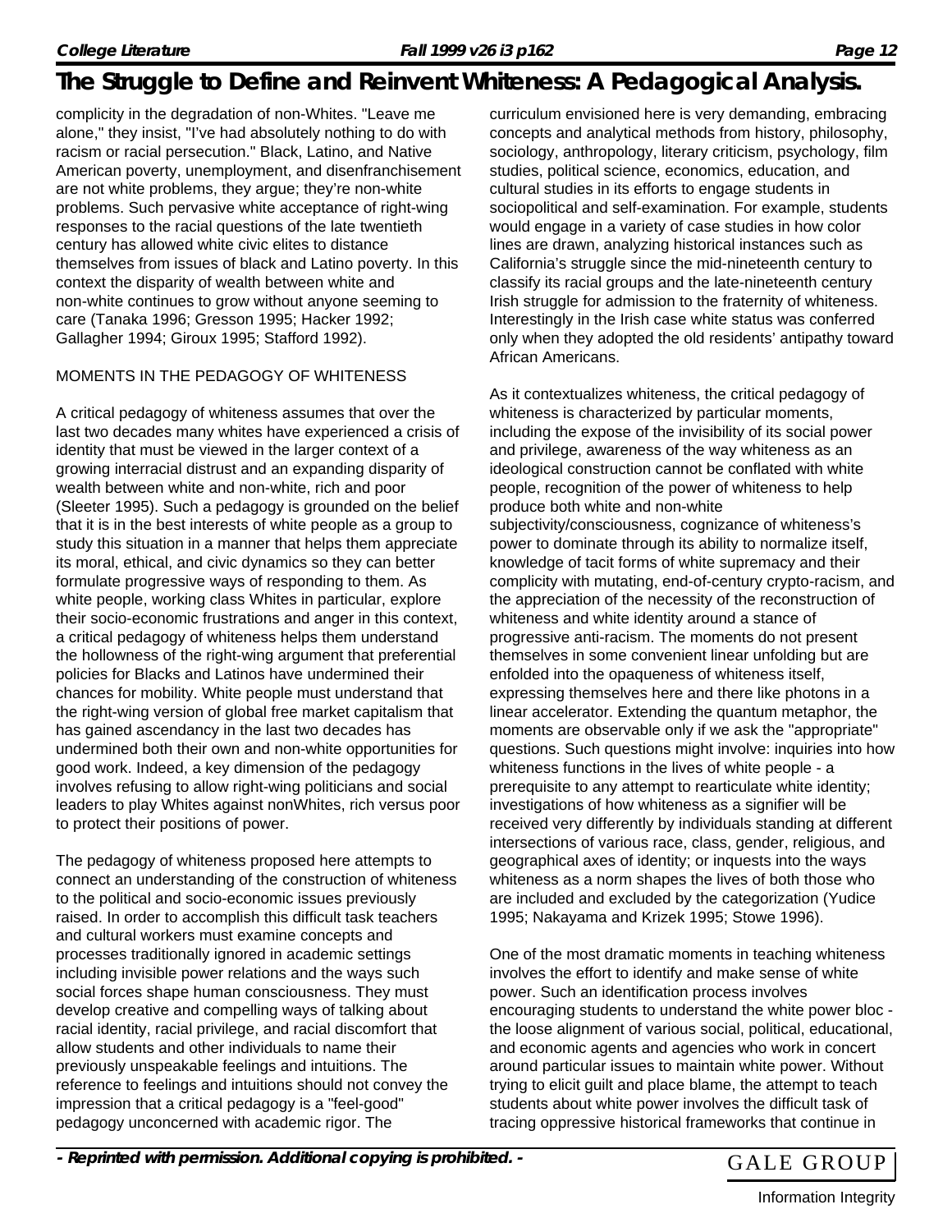complicity in the degradation of non-Whites. "Leave me alone," they insist, "I've had absolutely nothing to do with racism or racial persecution." Black, Latino, and Native American poverty, unemployment, and disenfranchisement are not white problems, they argue; they're non-white problems. Such pervasive white acceptance of right-wing responses to the racial questions of the late twentieth century has allowed white civic elites to distance themselves from issues of black and Latino poverty. In this context the disparity of wealth between white and non-white continues to grow without anyone seeming to care (Tanaka 1996; Gresson 1995; Hacker 1992; Gallagher 1994; Giroux 1995; Stafford 1992).

MOMENTS IN THE PEDAGOGY OF WHITENESS

A critical pedagogy of whiteness assumes that over the last two decades many whites have experienced a crisis of identity that must be viewed in the larger context of a growing interracial distrust and an expanding disparity of wealth between white and non-white, rich and poor (Sleeter 1995). Such a pedagogy is grounded on the belief that it is in the best interests of white people as a group to study this situation in a manner that helps them appreciate its moral, ethical, and civic dynamics so they can better formulate progressive ways of responding to them. As white people, working class Whites in particular, explore their socio-economic frustrations and anger in this context, a critical pedagogy of whiteness helps them understand the hollowness of the right-wing argument that preferential policies for Blacks and Latinos have undermined their chances for mobility. White people must understand that the right-wing version of global free market capitalism that has gained ascendancy in the last two decades has undermined both their own and non-white opportunities for good work. Indeed, a key dimension of the pedagogy involves refusing to allow right-wing politicians and social leaders to play Whites against nonWhites, rich versus poor to protect their positions of power.

The pedagogy of whiteness proposed here attempts to connect an understanding of the construction of whiteness to the political and socio-economic issues previously raised. In order to accomplish this difficult task teachers and cultural workers must examine concepts and processes traditionally ignored in academic settings including invisible power relations and the ways such social forces shape human consciousness. They must develop creative and compelling ways of talking about racial identity, racial privilege, and racial discomfort that allow students and other individuals to name their previously unspeakable feelings and intuitions. The reference to feelings and intuitions should not convey the impression that a critical pedagogy is a "feel-good" pedagogy unconcerned with academic rigor. The curriculum envisioned here is very demanding, embracing concepts and analytical methods from history, philosophy, sociology, anthropology, literary criticism, psychology, film studies, political science, economics, education, and cultural studies in its efforts to engage students in sociopolitical and self-examination. For example, students would engage in a variety of case studies in how color lines are drawn, analyzing historical instances such as California's struggle since the mid-nineteenth century to classify its racial groups and the late-nineteenth century Irish struggle for admission to the fraternity of whiteness. Interestingly in the Irish case white status was conferred only when they adopted the old residents' antipathy toward African Americans.

As it contextualizes whiteness, the critical pedagogy of whiteness is characterized by particular moments, including the expose of the invisibility of its social power and privilege, awareness of the way whiteness as an ideological construction cannot be conflated with white people, recognition of the power of whiteness to help produce both white and non-white subjectivity/consciousness, cognizance of whiteness's power to dominate through its ability to normalize itself, knowledge of tacit forms of white supremacy and their complicity with mutating, end-of-century crypto-racism, and the appreciation of the necessity of the reconstruction of whiteness and white identity around a stance of progressive anti-racism. The moments do not present themselves in some convenient linear unfolding but are enfolded into the opaqueness of whiteness itself, expressing themselves here and there like photons in a linear accelerator. Extending the quantum metaphor, the moments are observable only if we ask the "appropriate" questions. Such questions might involve: inquiries into how whiteness functions in the lives of white people - a prerequisite to any attempt to rearticulate white identity; investigations of how whiteness as a signifier will be received very differently by individuals standing at different intersections of various race, class, gender, religious, and geographical axes of identity; or inquests into the ways whiteness as a norm shapes the lives of both those who are included and excluded by the categorization (Yudice 1995; Nakayama and Krizek 1995; Stowe 1996).

One of the most dramatic moments in teaching whiteness involves the effort to identify and make sense of white power. Such an identification process involves encouraging students to understand the white power bloc - the loose alignment of various social, political, educational, and economic agents and agencies who work in concert around particular issues to maintain white power. Without trying to elicit guilt and place blame, the attempt to teach students about white power involves the difficult task of tracing oppressive historical frameworks that continue in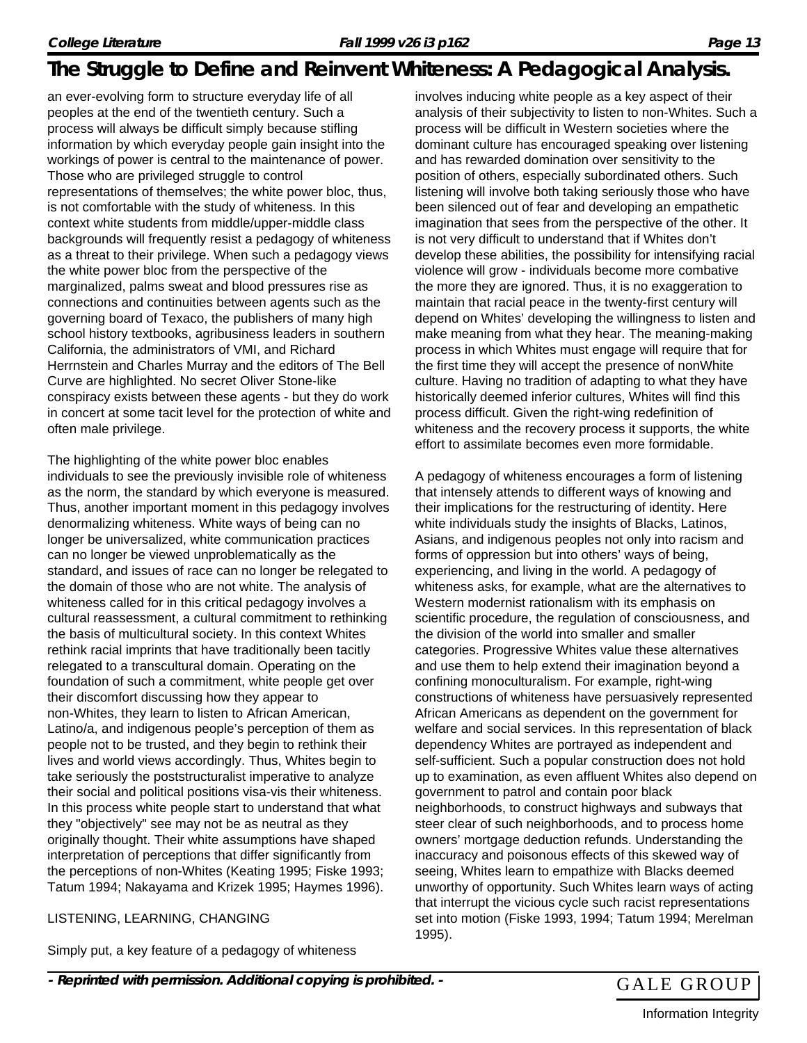an ever-evolving form to structure everyday life of all peoples at the end of the twentieth century. Such a process will always be difficult simply because stifling information by which everyday people gain insight into the workings of power is central to the maintenance of power. Those who are privileged struggle to control representations of themselves; the white power bloc, thus, is not comfortable with the study of whiteness. In this context white students from middle/upper-middle class backgrounds will frequently resist a pedagogy of whiteness as a threat to their privilege. When such a pedagogy views the white power bloc from the perspective of the marginalized, palms sweat and blood pressures rise as connections and continuities between agents such as the governing board of Texaco, the publishers of many high school history textbooks, agribusiness leaders in southern California, the administrators of VMI, and Richard Herrnstein and Charles Murray and the editors of The Bell Curve are highlighted. No secret Oliver Stone-like conspiracy exists between these agents - but they do work in concert at some tacit level for the protection of white and often male privilege.

The highlighting of the white power bloc enables individuals to see the previously invisible role of whiteness as the norm, the standard by which everyone is measured. Thus, another important moment in this pedagogy involves denormalizing whiteness. White ways of being can no longer be universalized, white communication practices can no longer be viewed unproblematically as the standard, and issues of race can no longer be relegated to the domain of those who are not white. The analysis of whiteness called for in this critical pedagogy involves a cultural reassessment, a cultural commitment to rethinking the basis of multicultural society. In this context Whites rethink racial imprints that have traditionally been tacitly relegated to a transcultural domain. Operating on the foundation of such a commitment, white people get over their discomfort discussing how they appear to non-Whites, they learn to listen to African American, Latino/a, and indigenous people's perception of them as people not to be trusted, and they begin to rethink their lives and world views accordingly. Thus, Whites begin to take seriously the poststructuralist imperative to analyze their social and political positions visa-vis their whiteness. In this process white people start to understand that what they "objectively" see may not be as neutral as they originally thought. Their white assumptions have shaped interpretation of perceptions that differ significantly from the perceptions of non-Whites (Keating 1995; Fiske 1993; Tatum 1994; Nakayama and Krizek 1995; Haymes 1996).

## LISTENING, LEARNING, CHANGING

Simply put, a key feature of a pedagogy of whiteness involves inducing white people as a key aspect of their analysis of their subjectivity to listen to non-Whites. Such a process will be difficult in Western societies where the dominant culture has encouraged speaking over listening and has rewarded domination over sensitivity to the position of others, especially subordinated others. Such listening will involve both taking seriously those who have been silenced out of fear and developing an empathetic imagination that sees from the perspective of the other. It is not very difficult to understand that if Whites don't develop these abilities, the possibility for intensifying racial violence will grow - individuals become more combative the more they are ignored. Thus, it is no exaggeration to maintain that racial peace in the twenty-first century will depend on Whites' developing the willingness to listen and make meaning from what they hear. The meaning-making process in which Whites must engage will require that for the first time they will accept the presence of nonWhite culture. Having no tradition of adapting to what they have historically deemed inferior cultures, Whites will find this process difficult. Given the right-wing redefinition of whiteness and the recovery process it supports, the white effort to assimilate becomes even more formidable.

A pedagogy of whiteness encourages a form of listening that intensely attends to different ways of knowing and their implications for the restructuring of identity. Here white individuals study the insights of Blacks, Latinos, Asians, and indigenous peoples not only into racism and forms of oppression but into others' ways of being, experiencing, and living in the world. A pedagogy of whiteness asks, for example, what are the alternatives to Western modernist rationalism with its emphasis on scientific procedure, the regulation of consciousness, and the division of the world into smaller and smaller categories. Progressive Whites value these alternatives and use them to help extend their imagination beyond a confining monoculturalism. For example, right-wing constructions of whiteness have persuasively represented African Americans as dependent on the government for welfare and social services. In this representation of black dependency Whites are portrayed as independent and self-sufficient. Such a popular construction does not hold up to examination, as even affluent Whites also depend on government to patrol and contain poor black neighborhoods, to construct highways and subways that steer clear of such neighborhoods, and to process home owners' mortgage deduction refunds. Understanding the inaccuracy and poisonous effects of this skewed way of seeing, Whites learn to empathize with Blacks deemed unworthy of opportunity. Such Whites learn ways of acting that interrupt the vicious cycle such racist representations set into motion (Fiske 1993, 1994; Tatum 1994; Merelman 1995).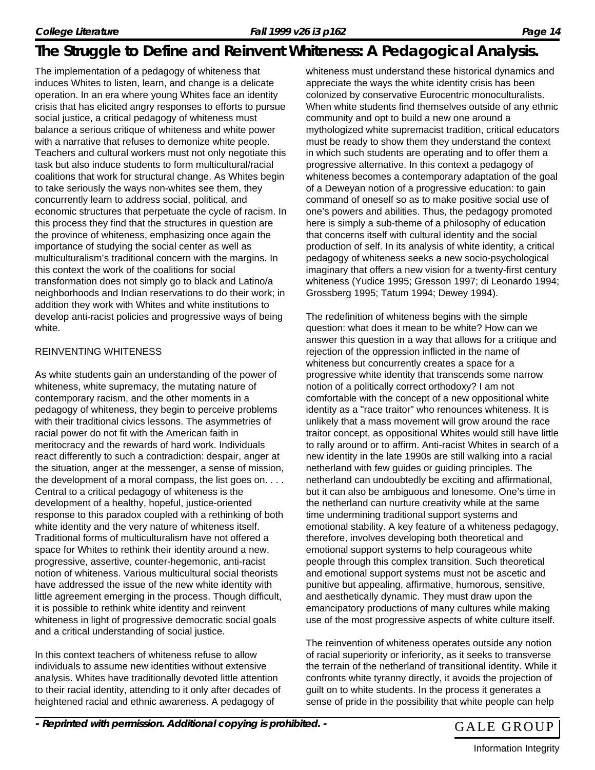The implementation of a pedagogy of whiteness that induces Whites to listen, learn, and change is a delicate operation. In an era where young Whites face an identity crisis that has elicited angry responses to efforts to pursue social justice, a critical pedagogy of whiteness must balance a serious critique of whiteness and white power with a narrative that refuses to demonize white people. Teachers and cultural workers must not only negotiate this task but also induce students to form multicultural/racial coalitions that work for structural change. As Whites begin to take seriously the ways non-whites see them, they concurrently learn to address social, political, and economic structures that perpetuate the cycle of racism. In this process they find that the structures in question are the province of whiteness, emphasizing once again the importance of studying the social center as well as multiculturalism's traditional concern with the margins. In this context the work of the coalitions for social transformation does not simply go to black and Latino/a neighborhoods and Indian reservations to do their work; in addition they work with Whites and white institutions to develop anti-racist policies and progressive ways of being white.

## REINVENTING WHITENESS

As white students gain an understanding of the power of whiteness, white supremacy, the mutating nature of contemporary racism, and the other moments in a pedagogy of whiteness, they begin to perceive problems with their traditional civics lessons. The asymmetries of racial power do not fit with the American faith in meritocracy and the rewards of hard work. Individuals react differently to such a contradiction: despair, anger at the situation, anger at the messenger, a sense of mission, the development of a moral compass, the list goes on. . . . Central to a critical pedagogy of whiteness is the development of a healthy, hopeful, justice-oriented response to this paradox coupled with a rethinking of both white identity and the very nature of whiteness itself. Traditional forms of multiculturalism have not offered a space for Whites to rethink their identity around a new, progressive, assertive, counter-hegemonic, anti-racist notion of whiteness. Various multicultural social theorists have addressed the issue of the new white identity with little agreement emerging in the process. Though difficult, it is possible to rethink white identity and reinvent whiteness in light of progressive democratic social goals and a critical understanding of social justice.

In this context teachers of whiteness refuse to allow individuals to assume new identities without extensive analysis. Whites have traditionally devoted little attention to their racial identity, attending to it only after decades of heightened racial and ethnic awareness. A pedagogy of whiteness must understand these historical dynamics and appreciate the ways the white identity crisis has been colonized by conservative Eurocentric monoculturalists. When white students find themselves outside of any ethnic community and opt to build a new one around a mythologized white supremacist tradition, critical educators must be ready to show them they understand the context in which such students are operating and to offer them a progressive alternative. In this context a pedagogy of whiteness becomes a contemporary adaptation of the goal of a Deweyan notion of a progressive education: to gain command of oneself so as to make positive social use of one's powers and abilities. Thus, the pedagogy promoted here is simply a sub-theme of a philosophy of education that concerns itself with cultural identity and the social production of self. In its analysis of white identity, a critical pedagogy of whiteness seeks a new socio-psychological imaginary that offers a new vision for a twenty-first century whiteness (Yudice 1995; Gresson 1997; di Leonardo 1994; Grossberg 1995; Tatum 1994; Dewey 1994).

The redefinition of whiteness begins with the simple question: what does it mean to be white? How can we answer this question in a way that allows for a critique and rejection of the oppression inflicted in the name of whiteness but concurrently creates a space for a progressive white identity that transcends some narrow notion of a politically correct orthodoxy? I am not comfortable with the concept of a new oppositional white identity as a "race traitor" who renounces whiteness. It is unlikely that a mass movement will grow around the race traitor concept, as oppositional Whites would still have little to rally around or to affirm. Anti-racist Whites in search of a new identity in the late 1990s are still walking into a racial netherland with few guides or guiding principles. The netherland can undoubtedly be exciting and affirmational, but it can also be ambiguous and lonesome. One's time in the netherland can nurture creativity while at the same time undermining traditional support systems and emotional stability. A key feature of a whiteness pedagogy, therefore, involves developing both theoretical and emotional support systems to help courageous white people through this complex transition. Such theoretical and emotional support systems must not be ascetic and punitive but appealing, affirmative, humorous, sensitive, and aesthetically dynamic. They must draw upon the emancipatory productions of many cultures while making use of the most progressive aspects of white culture itself.

The reinvention of whiteness operates outside any notion of racial superiority or inferiority, as it seeks to transverse the terrain of the netherland of transitional identity. While it confronts white tyranny directly, it avoids the projection of guilt on to white students. In the process it generates a sense of pride in the possibility that white people can help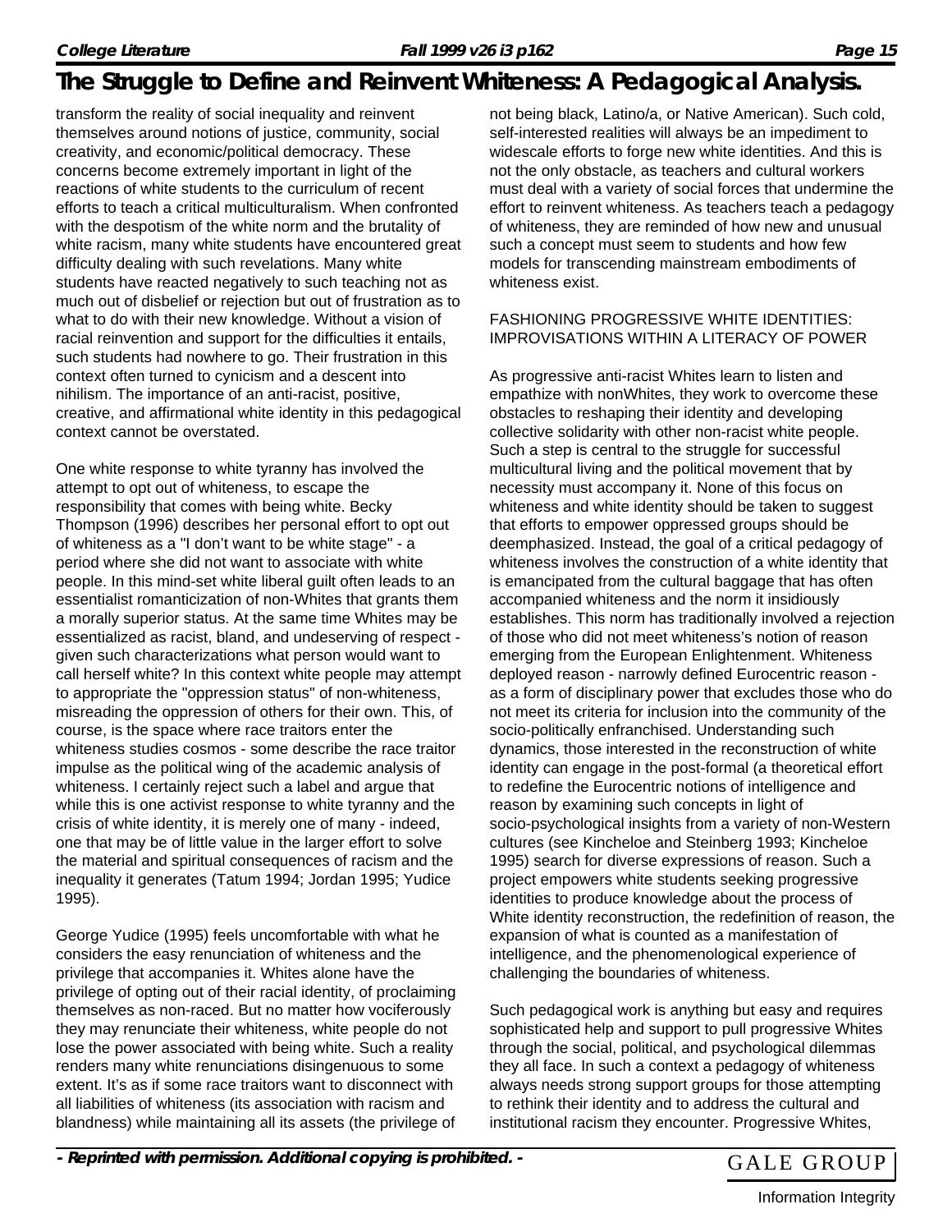transform the reality of social inequality and reinvent themselves around notions of justice, community, social creativity, and economic/political democracy. These concerns become extremely important in light of the reactions of white students to the curriculum of recent efforts to teach a critical multiculturalism. When confronted with the despotism of the white norm and the brutality of white racism, many white students have encountered great difficulty dealing with such revelations. Many white students have reacted negatively to such teaching not as much out of disbelief or rejection but out of frustration as to what to do with their new knowledge. Without a vision of racial reinvention and support for the difficulties it entails, such students had nowhere to go. Their frustration in this context often turned to cynicism and a descent into nihilism. The importance of an anti-racist, positive, creative, and affirmational white identity in this pedagogical context cannot be overstated.

One white response to white tyranny has involved the attempt to opt out of whiteness, to escape the responsibility that comes with being white. Becky Thompson (1996) describes her personal effort to opt out of whiteness as a "I don't want to be white stage" - a period where she did not want to associate with white people. In this mind-set white liberal guilt often leads to an essentialist romanticization of non-Whites that grants them a morally superior status. At the same time Whites may be essentialized as racist, bland, and undeserving of respect - given such characterizations what person would want to call herself white? In this context white people may attempt to appropriate the "oppression status" of non-whiteness, misreading the oppression of others for their own. This, of course, is the space where race traitors enter the whiteness studies cosmos - some describe the race traitor impulse as the political wing of the academic analysis of whiteness. I certainly reject such a label and argue that while this is one activist response to white tyranny and the crisis of white identity, it is merely one of many - indeed, one that may be of little value in the larger effort to solve the material and spiritual consequences of racism and the inequality it generates (Tatum 1994; Jordan 1995; Yudice 1995).

George Yudice (1995) feels uncomfortable with what he considers the easy renunciation of whiteness and the privilege that accompanies it. Whites alone have the privilege of opting out of their racial identity, of proclaiming themselves as non-raced. But no matter how vociferously they may renunciate their whiteness, white people do not lose the power associated with being white. Such a reality renders many white renunciations disingenuous to some extent. It's as if some race traitors want to disconnect with all liabilities of whiteness (its association with racism and blandness) while maintaining all its assets (the privilege of not being black, Latino/a, or Native American). Such cold, self-interested realities will always be an impediment to widescale efforts to forge new white identities. And this is not the only obstacle, as teachers and cultural workers must deal with a variety of social forces that undermine the effort to reinvent whiteness. As teachers teach a pedagogy of whiteness, they are reminded of how new and unusual such a concept must seem to students and how few models for transcending mainstream embodiments of whiteness exist.

## FASHIONING PROGRESSIVE WHITE IDENTITIES: IMPROVISATIONS WITHIN A LITERACY OF POWER

As progressive anti-racist Whites learn to listen and empathize with nonWhites, they work to overcome these obstacles to reshaping their identity and developing collective solidarity with other non-racist white people. Such a step is central to the struggle for successful multicultural living and the political movement that by necessity must accompany it. None of this focus on whiteness and white identity should be taken to suggest that efforts to empower oppressed groups should be deemphasized. Instead, the goal of a critical pedagogy of whiteness involves the construction of a white identity that is emancipated from the cultural baggage that has often accompanied whiteness and the norm it insidiously establishes. This norm has traditionally involved a rejection of those who did not meet whiteness's notion of reason emerging from the European Enlightenment. Whiteness deployed reason - narrowly defined Eurocentric reason - as a form of disciplinary power that excludes those who do not meet its criteria for inclusion into the community of the socio-politically enfranchised. Understanding such dynamics, those interested in the reconstruction of white identity can engage in the post-formal (a theoretical effort to redefine the Eurocentric notions of intelligence and reason by examining such concepts in light of socio-psychological insights from a variety of non-Western cultures (see Kincheloe and Steinberg 1993; Kincheloe 1995) search for diverse expressions of reason. Such a project empowers white students seeking progressive identities to produce knowledge about the process of White identity reconstruction, the redefinition of reason, the expansion of what is counted as a manifestation of intelligence, and the phenomenological experience of challenging the boundaries of whiteness.

Such pedagogical work is anything but easy and requires sophisticated help and support to pull progressive Whites through the social, political, and psychological dilemmas they all face. In such a context a pedagogy of whiteness always needs strong support groups for those attempting to rethink their identity and to address the cultural and institutional racism they encounter. Progressive Whites,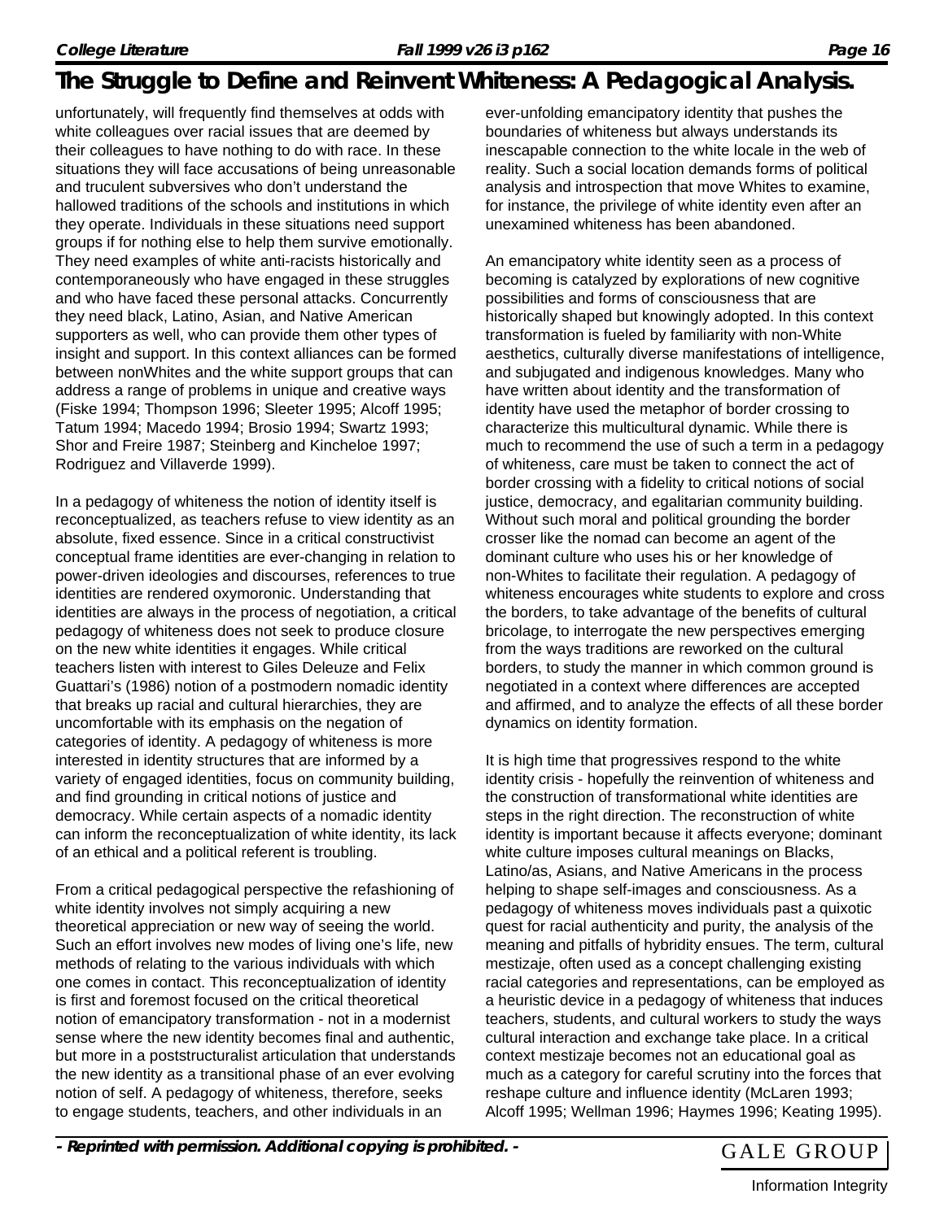unfortunately, will frequently find themselves at odds with white colleagues over racial issues that are deemed by their colleagues to have nothing to do with race. In these situations they will face accusations of being unreasonable and truculent subversives who don't understand the hallowed traditions of the schools and institutions in which they operate. Individuals in these situations need support groups if for nothing else to help them survive emotionally. They need examples of white anti-racists historically and contemporaneously who have engaged in these struggles and who have faced these personal attacks. Concurrently they need black, Latino, Asian, and Native American supporters as well, who can provide them other types of insight and support. In this context alliances can be formed between nonWhites and the white support groups that can address a range of problems in unique and creative ways (Fiske 1994; Thompson 1996; Sleeter 1995; Alcoff 1995; Tatum 1994; Macedo 1994; Brosio 1994; Swartz 1993; Shor and Freire 1987; Steinberg and Kincheloe 1997; Rodriguez and Villaverde 1999).

In a pedagogy of whiteness the notion of identity itself is reconceptualized, as teachers refuse to view identity as an absolute, fixed essence. Since in a critical constructivist conceptual frame identities are ever-changing in relation to power-driven ideologies and discourses, references to true identities are rendered oxymoronic. Understanding that identities are always in the process of negotiation, a critical pedagogy of whiteness does not seek to produce closure on the new white identities it engages. While critical teachers listen with interest to Giles Deleuze and Felix Guattari's (1986) notion of a postmodern nomadic identity that breaks up racial and cultural hierarchies, they are uncomfortable with its emphasis on the negation of categories of identity. A pedagogy of whiteness is more interested in identity structures that are informed by a variety of engaged identities, focus on community building, and find grounding in critical notions of justice and democracy. While certain aspects of a nomadic identity can inform the reconceptualization of white identity, its lack of an ethical and a political referent is troubling.

From a critical pedagogical perspective the refashioning of white identity involves not simply acquiring a new theoretical appreciation or new way of seeing the world. Such an effort involves new modes of living one's life, new methods of relating to the various individuals with which one comes in contact. This reconceptualization of identity is first and foremost focused on the critical theoretical notion of emancipatory transformation - not in a modernist sense where the new identity becomes final and authentic, but more in a poststructuralist articulation that understands the new identity as a transitional phase of an ever evolving notion of self. A pedagogy of whiteness, therefore, seeks to engage students, teachers, and other individuals in an ever-unfolding emancipatory identity that pushes the boundaries of whiteness but always understands its inescapable connection to the white locale in the web of reality. Such a social location demands forms of political analysis and introspection that move Whites to examine, for instance, the privilege of white identity even after an unexamined whiteness has been abandoned.

An emancipatory white identity seen as a process of becoming is catalyzed by explorations of new cognitive possibilities and forms of consciousness that are historically shaped but knowingly adopted. In this context transformation is fueled by familiarity with non-White aesthetics, culturally diverse manifestations of intelligence, and subjugated and indigenous knowledges. Many who have written about identity and the transformation of identity have used the metaphor of border crossing to characterize this multicultural dynamic. While there is much to recommend the use of such a term in a pedagogy of whiteness, care must be taken to connect the act of border crossing with a fidelity to critical notions of social justice, democracy, and egalitarian community building. Without such moral and political grounding the border crosser like the nomad can become an agent of the dominant culture who uses his or her knowledge of non-Whites to facilitate their regulation. A pedagogy of whiteness encourages white students to explore and cross the borders, to take advantage of the benefits of cultural bricolage, to interrogate the new perspectives emerging from the ways traditions are reworked on the cultural borders, to study the manner in which common ground is negotiated in a context where differences are accepted and affirmed, and to analyze the effects of all these border dynamics on identity formation.

It is high time that progressives respond to the white identity crisis - hopefully the reinvention of whiteness and the construction of transformational white identities are steps in the right direction. The reconstruction of white identity is important because it affects everyone; dominant white culture imposes cultural meanings on Blacks, Latino/as, Asians, and Native Americans in the process helping to shape self-images and consciousness. As a pedagogy of whiteness moves individuals past a quixotic quest for racial authenticity and purity, the analysis of the meaning and pitfalls of hybridity ensues. The term, cultural mestizaje, often used as a concept challenging existing racial categories and representations, can be employed as a heuristic device in a pedagogy of whiteness that induces teachers, students, and cultural workers to study the ways cultural interaction and exchange take place. In a critical context mestizaje becomes not an educational goal as much as a category for careful scrutiny into the forces that reshape culture and influence identity (McLaren 1993; Alcoff 1995; Wellman 1996; Haymes 1996; Keating 1995).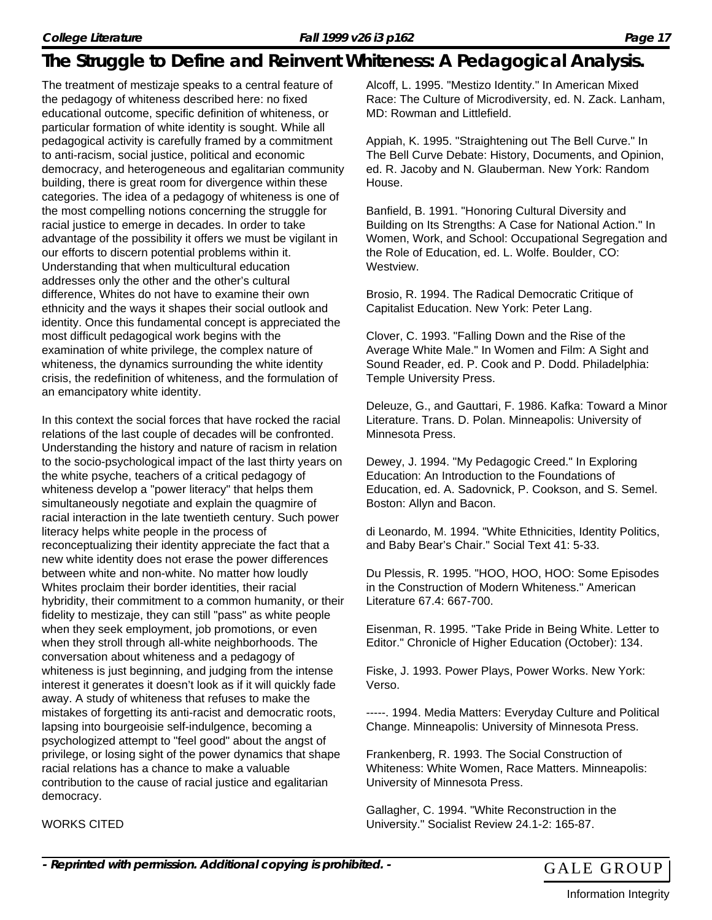The treatment of mestizaje speaks to a central feature of the pedagogy of whiteness described here: no fixed educational outcome, specific definition of whiteness, or particular formation of white identity is sought. While all pedagogical activity is carefully framed by a commitment to anti-racism, social justice, political and economic democracy, and heterogeneous and egalitarian community building, there is great room for divergence within these categories. The idea of a pedagogy of whiteness is one of the most compelling notions concerning the struggle for racial justice to emerge in decades. In order to take advantage of the possibility it offers we must be vigilant in our efforts to discern potential problems within it. Understanding that when multicultural education addresses only the other and the other's cultural difference, Whites do not have to examine their own ethnicity and the ways it shapes their social outlook and identity. Once this fundamental concept is appreciated the most difficult pedagogical work begins with the examination of white privilege, the complex nature of whiteness, the dynamics surrounding the white identity crisis, the redefinition of whiteness, and the formulation of an emancipatory white identity.

In this context the social forces that have rocked the racial relations of the last couple of decades will be confronted. Understanding the history and nature of racism in relation to the socio-psychological impact of the last thirty years on the white psyche, teachers of a critical pedagogy of whiteness develop a "power literacy" that helps them simultaneously negotiate and explain the quagmire of racial interaction in the late twentieth century. Such power literacy helps white people in the process of reconceptualizing their identity appreciate the fact that a new white identity does not erase the power differences between white and non-white. No matter how loudly Whites proclaim their border identities, their racial hybridity, their commitment to a common humanity, or their fidelity to mestizaje, they can still "pass" as white people when they seek employment, job promotions, or even when they stroll through all-white neighborhoods. The conversation about whiteness and a pedagogy of whiteness is just beginning, and judging from the intense interest it generates it doesn't look as if it will quickly fade away. A study of whiteness that refuses to make the mistakes of forgetting its anti-racist and democratic roots, lapsing into bourgeoisie self-indulgence, becoming a psychologized attempt to "feel good" about the angst of privilege, or losing sight of the power dynamics that shape racial relations has a chance to make a valuable contribution to the cause of racial justice and egalitarian democracy.

WORKS CITED

Alcoff, L. 1995. "Mestizo Identity." In American Mixed Race: The Culture of Microdiversity, ed. N. Zack. Lanham, MD: Rowman and Littlefield.

Appiah, K. 1995. "Straightening out The Bell Curve." In The Bell Curve Debate: History, Documents, and Opinion, ed. R. Jacoby and N. Glauberman. New York: Random House.

Banfield, B. 1991. "Honoring Cultural Diversity and Building on Its Strengths: A Case for National Action." In Women, Work, and School: Occupational Segregation and the Role of Education, ed. L. Wolfe. Boulder, CO: Westview.

Brosio, R. 1994. The Radical Democratic Critique of Capitalist Education. New York: Peter Lang.

Clover, C. 1993. "Falling Down and the Rise of the Average White Male." In Women and Film: A Sight and Sound Reader, ed. P. Cook and P. Dodd. Philadelphia: Temple University Press.

Deleuze, G., and Gauttari, F. 1986. Kafka: Toward a Minor Literature. Trans. D. Polan. Minneapolis: University of Minnesota Press.

Dewey, J. 1994. "My Pedagogic Creed." In Exploring Education: An Introduction to the Foundations of Education, ed. A. Sadovnick, P. Cookson, and S. Semel. Boston: Allyn and Bacon.

di Leonardo, M. 1994. "White Ethnicities, Identity Politics, and Baby Bear's Chair." Social Text 41: 5-33.

Du Plessis, R. 1995. "HOO, HOO, HOO: Some Episodes in the Construction of Modern Whiteness." American Literature 67.4: 667-700.

Eisenman, R. 1995. "Take Pride in Being White. Letter to Editor." Chronicle of Higher Education (October): 134.

Fiske, J. 1993. Power Plays, Power Works. New York: Verso.

-----. 1994. Media Matters: Everyday Culture and Political Change. Minneapolis: University of Minnesota Press.

Frankenberg, R. 1993. The Social Construction of Whiteness: White Women, Race Matters. Minneapolis: University of Minnesota Press.

Gallagher, C. 1994. "White Reconstruction in the University." Socialist Review 24.1-2: 165-87.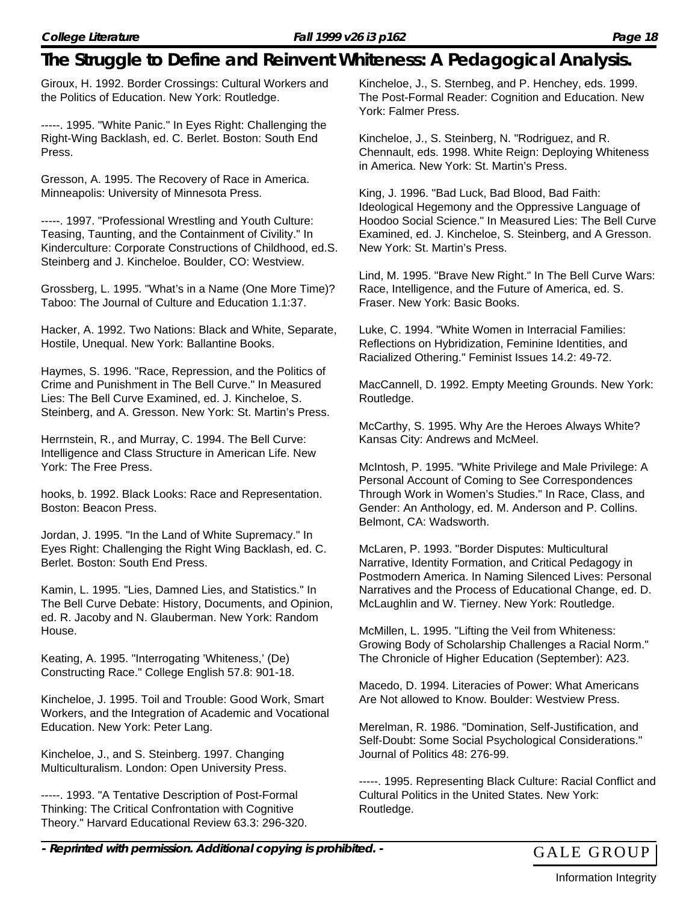Giroux, H. 1992. Border Crossings: Cultural Workers and the Politics of Education. New York: Routledge.

-----. 1995. "White Panic." In Eyes Right: Challenging the Right-Wing Backlash, ed. C. Berlet. Boston: South End Press.

Gresson, A. 1995. The Recovery of Race in America. Minneapolis: University of Minnesota Press.

-----. 1997. "Professional Wrestling and Youth Culture: Teasing, Taunting, and the Containment of Civility." In Kinderculture: Corporate Constructions of Childhood, ed.S. Steinberg and J. Kincheloe. Boulder, CO: Westview.

Grossberg, L. 1995. "What's in a Name (One More Time)? Taboo: The Journal of Culture and Education 1.1:37.

Hacker, A. 1992. Two Nations: Black and White, Separate, Hostile, Unequal. New York: Ballantine Books.

Haymes, S. 1996. "Race, Repression, and the Politics of Crime and Punishment in The Bell Curve." In Measured Lies: The Bell Curve Examined, ed. J. Kincheloe, S. Steinberg, and A. Gresson. New York: St. Martin's Press.

Herrnstein, R., and Murray, C. 1994. The Bell Curve: Intelligence and Class Structure in American Life. New York: The Free Press.

hooks, b. 1992. Black Looks: Race and Representation. Boston: Beacon Press.

Jordan, J. 1995. "In the Land of White Supremacy." In Eyes Right: Challenging the Right Wing Backlash, ed. C. Berlet. Boston: South End Press.

Kamin, L. 1995. "Lies, Damned Lies, and Statistics." In The Bell Curve Debate: History, Documents, and Opinion, ed. R. Jacoby and N. Glauberman. New York: Random House.

Keating, A. 1995. "Interrogating 'Whiteness,' (De) Constructing Race." College English 57.8: 901-18.

Kincheloe, J. 1995. Toil and Trouble: Good Work, Smart Workers, and the Integration of Academic and Vocational Education. New York: Peter Lang.

Kincheloe, J., and S. Steinberg. 1997. Changing Multiculturalism. London: Open University Press.

-----. 1993. "A Tentative Description of Post-Formal Thinking: The Critical Confrontation with Cognitive Theory." Harvard Educational Review 63.3: 296-320.

Kincheloe, J., S. Sternbeg, and P. Henchey, eds. 1999. The Post-Formal Reader: Cognition and Education. New York: Falmer Press.

Kincheloe, J., S. Steinberg, N. "Rodriguez, and R. Chennault, eds. 1998. White Reign: Deploying Whiteness in America. New York: St. Martin's Press.

King, J. 1996. "Bad Luck, Bad Blood, Bad Faith: Ideological Hegemony and the Oppressive Language of Hoodoo Social Science." In Measured Lies: The Bell Curve Examined, ed. J. Kincheloe, S. Steinberg, and A Gresson. New York: St. Martin's Press.

Lind, M. 1995. "Brave New Right." In The Bell Curve Wars: Race, Intelligence, and the Future of America, ed. S. Fraser. New York: Basic Books.

Luke, C. 1994. "White Women in Interracial Families: Reflections on Hybridization, Feminine Identities, and Racialized Othering." Feminist Issues 14.2: 49-72.

MacCannell, D. 1992. Empty Meeting Grounds. New York: Routledge.

McCarthy, S. 1995. Why Are the Heroes Always White? Kansas City: Andrews and McMeel.

McIntosh, P. 1995. "White Privilege and Male Privilege: A Personal Account of Coming to See Correspondences Through Work in Women's Studies." In Race, Class, and Gender: An Anthology, ed. M. Anderson and P. Collins. Belmont, CA: Wadsworth.

McLaren, P. 1993. "Border Disputes: Multicultural Narrative, Identity Formation, and Critical Pedagogy in Postmodern America. In Naming Silenced Lives: Personal Narratives and the Process of Educational Change, ed. D. McLaughlin and W. Tierney. New York: Routledge.

McMillen, L. 1995. "Lifting the Veil from Whiteness: Growing Body of Scholarship Challenges a Racial Norm." The Chronicle of Higher Education (September): A23.

Macedo, D. 1994. Literacies of Power: What Americans Are Not allowed to Know. Boulder: Westview Press.

Merelman, R. 1986. "Domination, Self-Justification, and Self-Doubt: Some Social Psychological Considerations." Journal of Politics 48: 276-99.

-----. 1995. Representing Black Culture: Racial Conflict and Cultural Politics in the United States. New York: Routledge.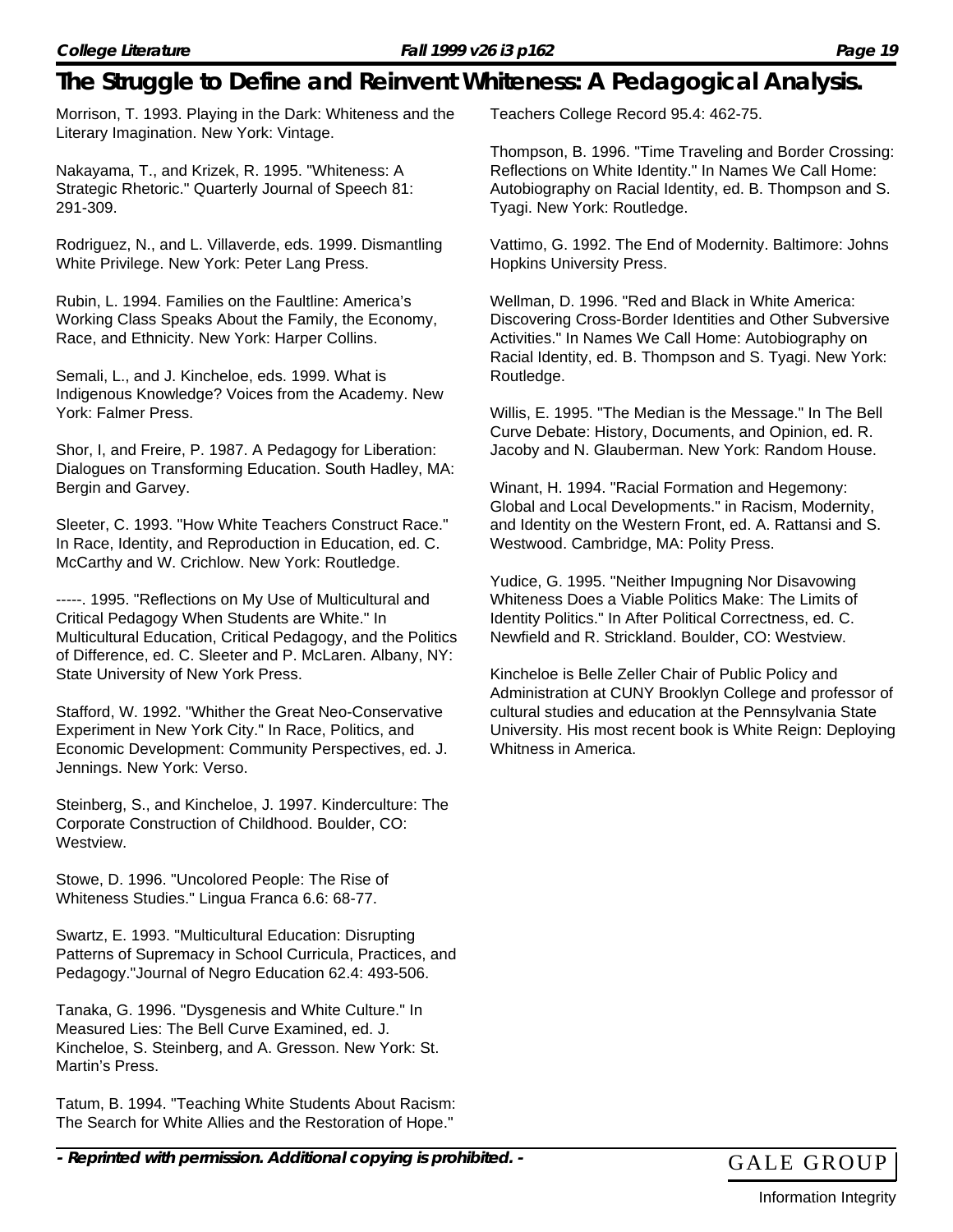Morrison, T. 1993. Playing in the Dark: Whiteness and the Literary Imagination. New York: Vintage.

Nakayama, T., and Krizek, R. 1995. "Whiteness: A Strategic Rhetoric." Quarterly Journal of Speech 81: 291-309.

Rodriguez, N., and L. Villaverde, eds. 1999. Dismantling White Privilege. New York: Peter Lang Press.

Rubin, L. 1994. Families on the Faultline: America's Working Class Speaks About the Family, the Economy, Race, and Ethnicity. New York: Harper Collins.

Semali, L., and J. Kincheloe, eds. 1999. What is Indigenous Knowledge? Voices from the Academy. New York: Falmer Press.

Shor, I, and Freire, P. 1987. A Pedagogy for Liberation: Dialogues on Transforming Education. South Hadley, MA: Bergin and Garvey.

Sleeter, C. 1993. "How White Teachers Construct Race." In Race, Identity, and Reproduction in Education, ed. C. McCarthy and W. Crichlow. New York: Routledge.

-----. 1995. "Reflections on My Use of Multicultural and Critical Pedagogy When Students are White." In Multicultural Education, Critical Pedagogy, and the Politics of Difference, ed. C. Sleeter and P. McLaren. Albany, NY: State University of New York Press.

Stafford, W. 1992. "Whither the Great Neo-Conservative Experiment in New York City." In Race, Politics, and Economic Development: Community Perspectives, ed. J. Jennings. New York: Verso.

Steinberg, S., and Kincheloe, J. 1997. Kinderculture: The Corporate Construction of Childhood. Boulder, CO: Westview.

Stowe, D. 1996. "Uncolored People: The Rise of Whiteness Studies." Lingua Franca 6.6: 68-77.

Swartz, E. 1993. "Multicultural Education: Disrupting Patterns of Supremacy in School Curricula, Practices, and Pedagogy."Journal of Negro Education 62.4: 493-506.

Tanaka, G. 1996. "Dysgenesis and White Culture." In Measured Lies: The Bell Curve Examined, ed. J. Kincheloe, S. Steinberg, and A. Gresson. New York: St. Martin's Press.

Tatum, B. 1994. "Teaching White Students About Racism: The Search for White Allies and the Restoration of Hope." Teachers College Record 95.4: 462-75.

Thompson, B. 1996. "Time Traveling and Border Crossing: Reflections on White Identity." In Names We Call Home: Autobiography on Racial Identity, ed. B. Thompson and S. Tyagi. New York: Routledge.

Vattimo, G. 1992. The End of Modernity. Baltimore: Johns Hopkins University Press.

Wellman, D. 1996. "Red and Black in White America: Discovering Cross-Border Identities and Other Subversive Activities." In Names We Call Home: Autobiography on Racial Identity, ed. B. Thompson and S. Tyagi. New York: Routledge.

Willis, E. 1995. "The Median is the Message." In The Bell Curve Debate: History, Documents, and Opinion, ed. R. Jacoby and N. Glauberman. New York: Random House.

Winant, H. 1994. "Racial Formation and Hegemony: Global and Local Developments." in Racism, Modernity, and Identity on the Western Front, ed. A. Rattansi and S. Westwood. Cambridge, MA: Polity Press.

Yudice, G. 1995. "Neither Impugning Nor Disavowing Whiteness Does a Viable Politics Make: The Limits of Identity Politics." In After Political Correctness, ed. C. Newfield and R. Strickland. Boulder, CO: Westview.

Kincheloe is Belle Zeller Chair of Public Policy and Administration at CUNY Brooklyn College and professor of cultural studies and education at the Pennsylvania State University. His most recent book is White Reign: Deploying Whitness in America.